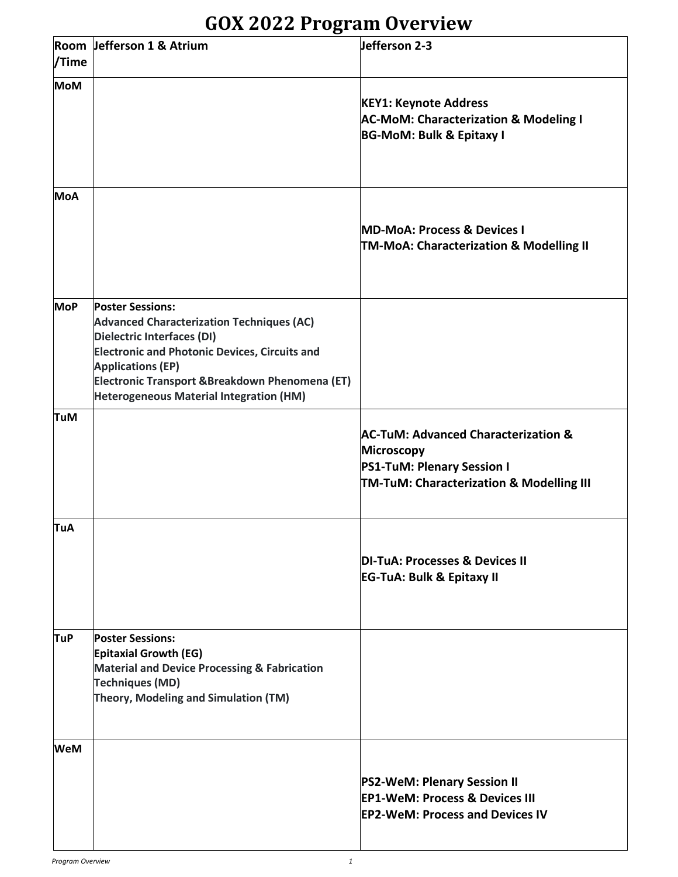# GOX 2022 Program Overview

| Room /Time | Jefferson 1 & Atrium | Jefferson 2-3 |
|---|---|---|
| **MoM** | | **KEY1: Keynote Address**<br>**AC-MoM: Characterization & Modeling I**<br>**BG-MoM: Bulk & Epitaxy I** |
| **MoA** | | **MD-MoA: Process & Devices I**<br>**TM-MoA: Characterization & Modelling II** |
| **MoP** | **Poster Sessions:**<br>**Advanced Characterization Techniques (AC)**<br>**Dielectric Interfaces (DI)**<br>**Electronic and Photonic Devices, Circuits and Applications (EP)**<br>**Electronic Transport &Breakdown Phenomena (ET)**<br>**Heterogeneous Material Integration (HM)** | |
| **TuM** | | **AC-TuM: Advanced Characterization & Microscopy**<br>**PS1-TuM: Plenary Session I**<br>**TM-TuM: Characterization & Modelling III** |
| **TuA** | | **DI-TuA: Processes & Devices II**<br>**EG-TuA: Bulk & Epitaxy II** |
| **TuP** | **Poster Sessions:**<br>**Epitaxial Growth (EG)**<br>**Material and Device Processing & Fabrication Techniques (MD)**<br>**Theory, Modeling and Simulation (TM)** | |
| **WeM** | | **PS2-WeM: Plenary Session II**<br>**EP1-WeM: Process & Devices III**<br>**EP2-WeM: Process and Devices IV** |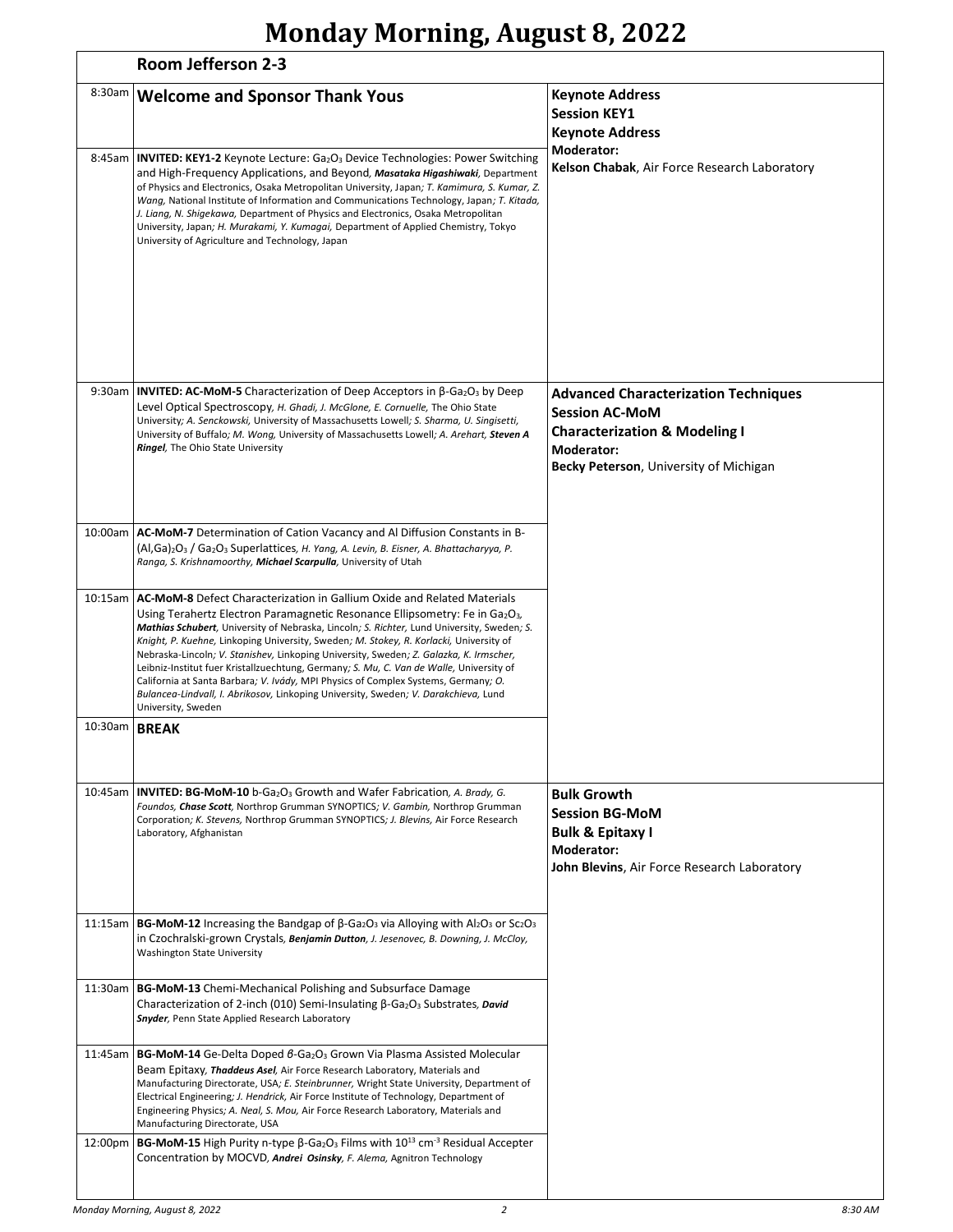# Monday Morning, August 8, 2022

## Room Jefferson 2-3

### Keynote Address
**Session KEY1**
**Keynote Address**
**Moderator:** **Kelson Chabak**, Air Force Research Laboratory

**8:30am** **Welcome and Sponsor Thank Yous**

**8:45am** **INVITED: KEY1-2** Keynote Lecture: $Ga_2O_3$ Device Technologies: Power Switching and High-Frequency Applications, and Beyond, ***Masataka Higashiwaki***, Department of Physics and Electronics, Osaka Metropolitan University, Japan; *T. Kamimura, S. Kumar, Z. Wang,* National Institute of Information and Communications Technology, Japan; *T. Kitada, J. Liang, N. Shigekawa,* Department of Physics and Electronics, Osaka Metropolitan University, Japan; *H. Murakami, Y. Kumagai,* Department of Applied Chemistry, Tokyo University of Agriculture and Technology, Japan

### Advanced Characterization Techniques
**Session AC-MoM**
**Characterization & Modeling I**
**Moderator:** **Becky Peterson**, University of Michigan

**9:30am** **INVITED: AC-MoM-5** Characterization of Deep Acceptors in β-$Ga_2O_3$ by Deep Level Optical Spectroscopy, *H. Ghadi, J. McGlone, E. Cornuelle,* The Ohio State University; *A. Senckowski,* University of Massachusetts Lowell; *S. Sharma, U. Singisetti,* University of Buffalo; *M. Wong,* University of Massachusetts Lowell; *A. Arehart,* ***Steven A Ringel***, The Ohio State University

**10:00am** **AC-MoM-7** Determination of Cation Vacancy and Al Diffusion Constants in Β-$(Al,Ga)_2O_3$ / $Ga_2O_3$ Superlattices, *H. Yang, A. Levin, B. Eisner, A. Bhattacharyya, P. Ranga, S. Krishnamoorthy,* ***Michael Scarpulla***, University of Utah

**10:15am** **AC-MoM-8** Defect Characterization in Gallium Oxide and Related Materials Using Terahertz Electron Paramagnetic Resonance Ellipsometry: Fe in $Ga_2O_3$, ***Mathias Schubert***, University of Nebraska, Lincoln; *S. Richter,* Lund University, Sweden; *S. Knight, P. Kuehne,* Linkoping University, Sweden; *M. Stokey, R. Korlacki,* University of Nebraska-Lincoln; *V. Stanishev,* Linkoping University, Sweden; *Z. Galazka, K. Irmscher,* Leibniz-Institut fuer Kristallzuechtung, Germany; *S. Mu, C. Van de Walle,* University of California at Santa Barbara; *V. Ivády,* MPI Physics of Complex Systems, Germany; *O. Bulancea-Lindvall, I. Abrikosov,* Linkoping University, Sweden; *V. Darakchieva,* Lund University, Sweden

**10:30am** **BREAK**

### Bulk Growth
**Session BG-MoM**
**Bulk & Epitaxy I**
**Moderator:** **John Blevins**, Air Force Research Laboratory

**10:45am** **INVITED: BG-MoM-10** b-$Ga_2O_3$ Growth and Wafer Fabrication, *A. Brady, G. Foundos,* ***Chase Scott***, Northrop Grumman SYNOPTICS; *V. Gambin,* Northrop Grumman Corporation; *K. Stevens,* Northrop Grumman SYNOPTICS; *J. Blevins,* Air Force Research Laboratory, Afghanistan

**11:15am** **BG-MoM-12** Increasing the Bandgap of β-$Ga_2O_3$ via Alloying with $Al_2O_3$ or $Sc_2O_3$ in Czochralski-grown Crystals, ***Benjamin Dutton***, *J. Jesenovec, B. Downing, J. McCloy,* Washington State University

**11:30am** **BG-MoM-13** Chemi-Mechanical Polishing and Subsurface Damage Characterization of 2-inch (010) Semi-Insulating β-$Ga_2O_3$ Substrates, ***David Snyder***, Penn State Applied Research Laboratory

**11:45am** **BG-MoM-14** Ge-Delta Doped β-$Ga_2O_3$ Grown Via Plasma Assisted Molecular Beam Epitaxy, ***Thaddeus Asel***, Air Force Research Laboratory, Materials and Manufacturing Directorate, USA; *E. Steinbrunner,* Wright State University, Department of Electrical Engineering; *J. Hendrick,* Air Force Institute of Technology, Department of Engineering Physics; *A. Neal, S. Mou,* Air Force Research Laboratory, Materials and Manufacturing Directorate, USA

**12:00pm** **BG-MoM-15** High Purity n-type β-$Ga_2O_3$ Films with $10^{13}$ $cm^{-3}$ Residual Accepter Concentration by MOCVD, ***Andrei Osinsky***, *F. Alema,* Agnitron Technology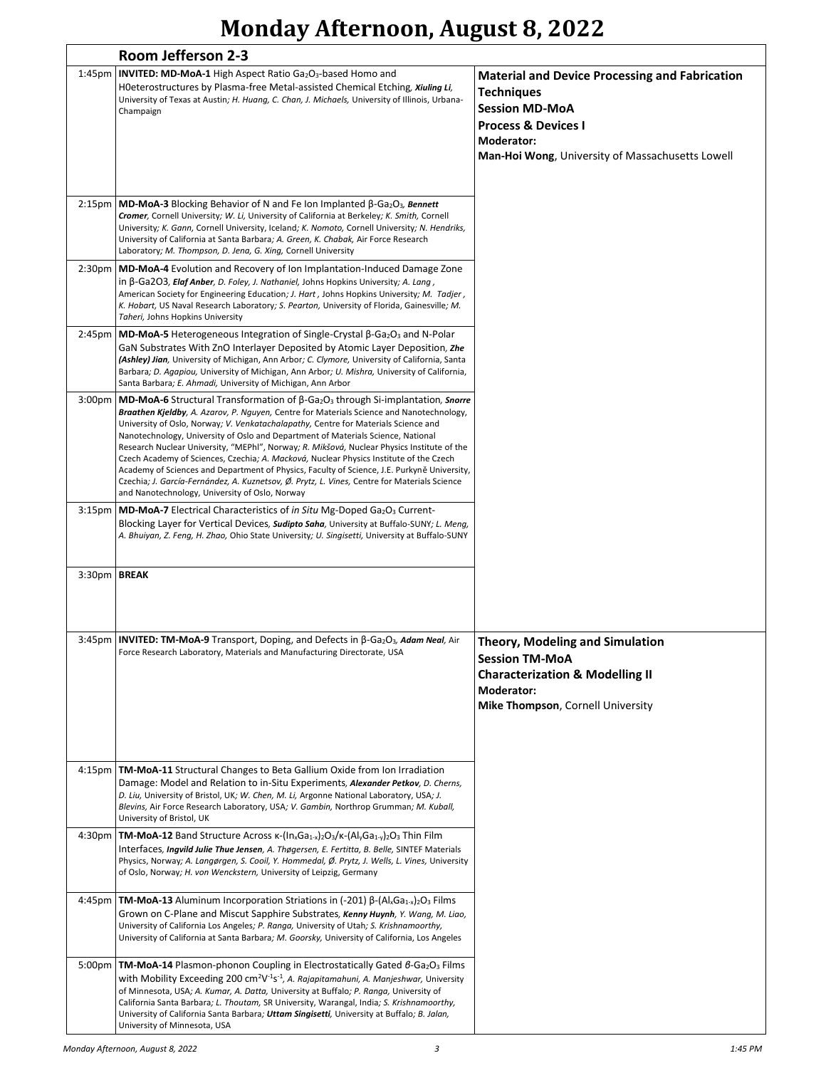# Monday Afternoon, August 8, 2022

## Room Jefferson 2-3

### Material and Device Processing and Fabrication Techniques
### Session MD-MoA
### Process & Devices I
**Moderator:**
**Man-Hoi Wong**, University of Massachusetts Lowell

1:45pm **INVITED: MD-MoA-1** High Aspect Ratio $Ga_2O_3$-based Homo and H0eterostructures by Plasma-free Metal-assisted Chemical Etching, ***Xiuling Li***, University of Texas at Austin; *H. Huang, C. Chan, J. Michaels,* University of Illinois, Urbana-Champaign

2:15pm **MD-MoA-3** Blocking Behavior of N and Fe Ion Implanted β-$Ga_2O_3$, ***Bennett Cromer***, Cornell University; *W. Li,* University of California at Berkeley; *K. Smith,* Cornell University; *K. Gann,* Cornell University, Iceland; *K. Nomoto,* Cornell University; *N. Hendriks,* University of California at Santa Barbara; *A. Green, K. Chabak,* Air Force Research Laboratory; *M. Thompson, D. Jena, G. Xing,* Cornell University

2:30pm **MD-MoA-4** Evolution and Recovery of Ion Implantation-Induced Damage Zone in β-Ga2O3, ***Elaf Anber***, *D. Foley, J. Nathaniel,* Johns Hopkins University; *A. Lang*, American Society for Engineering Education; *J. Hart*, Johns Hopkins University; *M. Tadjer*, *K. Hobart,* US Naval Research Laboratory; *S. Pearton,* University of Florida, Gainesville; *M. Taheri,* Johns Hopkins University

2:45pm **MD-MoA-5** Heterogeneous Integration of Single-Crystal β-$Ga_2O_3$ and N-Polar GaN Substrates With ZnO Interlayer Deposited by Atomic Layer Deposition, ***Zhe (Ashley) Jian***, University of Michigan, Ann Arbor; *C. Clymore,* University of California, Santa Barbara; *D. Agapiou,* University of Michigan, Ann Arbor; *U. Mishra,* University of California, Santa Barbara; *E. Ahmadi,* University of Michigan, Ann Arbor

3:00pm **MD-MoA-6** Structural Transformation of β-$Ga_2O_3$ through Si-implantation, ***Snorre Braathen Kjeldby***, *A. Azarov, P. Nguyen,* Centre for Materials Science and Nanotechnology, University of Oslo, Norway; *V. Venkatachalapathy,* Centre for Materials Science and Nanotechnology, University of Oslo and Department of Materials Science, National Research Nuclear University, "MEPhI", Norway; *R. Mikšová,* Nuclear Physics Institute of the Czech Academy of Sciences, Czechia; *A. Macková,* Nuclear Physics Institute of the Czech Academy of Sciences and Department of Physics, Faculty of Science, J.E. Purkyně University, Czechia; *J. García-Fernández, A. Kuznetsov, Ø. Prytz, L. Vines,* Centre for Materials Science and Nanotechnology, University of Oslo, Norway

3:15pm **MD-MoA-7** Electrical Characteristics of *in Situ* Mg-Doped $Ga_2O_3$ Current-Blocking Layer for Vertical Devices, ***Sudipto Saha***, University at Buffalo-SUNY; *L. Meng, A. Bhuiyan, Z. Feng, H. Zhao,* Ohio State University; *U. Singisetti,* University at Buffalo-SUNY

3:30pm **BREAK**

### Theory, Modeling and Simulation
### Session TM-MoA
### Characterization & Modelling II
**Moderator:**
**Mike Thompson**, Cornell University

3:45pm **INVITED: TM-MoA-9** Transport, Doping, and Defects in β-$Ga_2O_3$, ***Adam Neal***, Air Force Research Laboratory, Materials and Manufacturing Directorate, USA

4:15pm **TM-MoA-11** Structural Changes to Beta Gallium Oxide from Ion Irradiation Damage: Model and Relation to in-Situ Experiments, ***Alexander Petkov***, *D. Cherns, D. Liu,* University of Bristol, UK; *W. Chen, M. Li,* Argonne National Laboratory, USA; *J. Blevins,* Air Force Research Laboratory, USA; *V. Gambin,* Northrop Grumman; *M. Kuball,* University of Bristol, UK

4:30pm **TM-MoA-12** Band Structure Across κ-$(In_xGa_{1-x})_2O_3$/κ-$(Al_yGa_{1-y})_2O_3$ Thin Film Interfaces, ***Ingvild Julie Thue Jensen***, *A. Thøgersen, E. Fertitta, B. Belle,* SINTEF Materials Physics, Norway; *A. Langørgen, S. Cooil, Y. Hommedal, Ø. Prytz, J. Wells, L. Vines,* University of Oslo, Norway; *H. von Wenckstern,* University of Leipzig, Germany

4:45pm **TM-MoA-13** Aluminum Incorporation Striations in (-201) β-$(Al_xGa_{1-x})_2O_3$ Films Grown on C-Plane and Miscut Sapphire Substrates, ***Kenny Huynh***, *Y. Wang, M. Liao,* University of California Los Angeles; *P. Ranga,* University of Utah; *S. Krishnamoorthy,* University of California at Santa Barbara; *M. Goorsky,* University of California, Los Angeles

5:00pm **TM-MoA-14** Plasmon-phonon Coupling in Electrostatically Gated *β*-$Ga_2O_3$ Films with Mobility Exceeding 200 $cm^2V^{-1}s^{-1}$, *A. Rajapitamahuni, A. Manjeshwar,* University of Minnesota, USA; *A. Kumar, A. Datta,* University at Buffalo; *P. Ranga,* University of California Santa Barbara; *L. Thoutam,* SR University, Warangal, India; *S. Krishnamoorthy,* University of California Santa Barbara; ***Uttam Singisetti***, University at Buffalo; *B. Jalan,* University of Minnesota, USA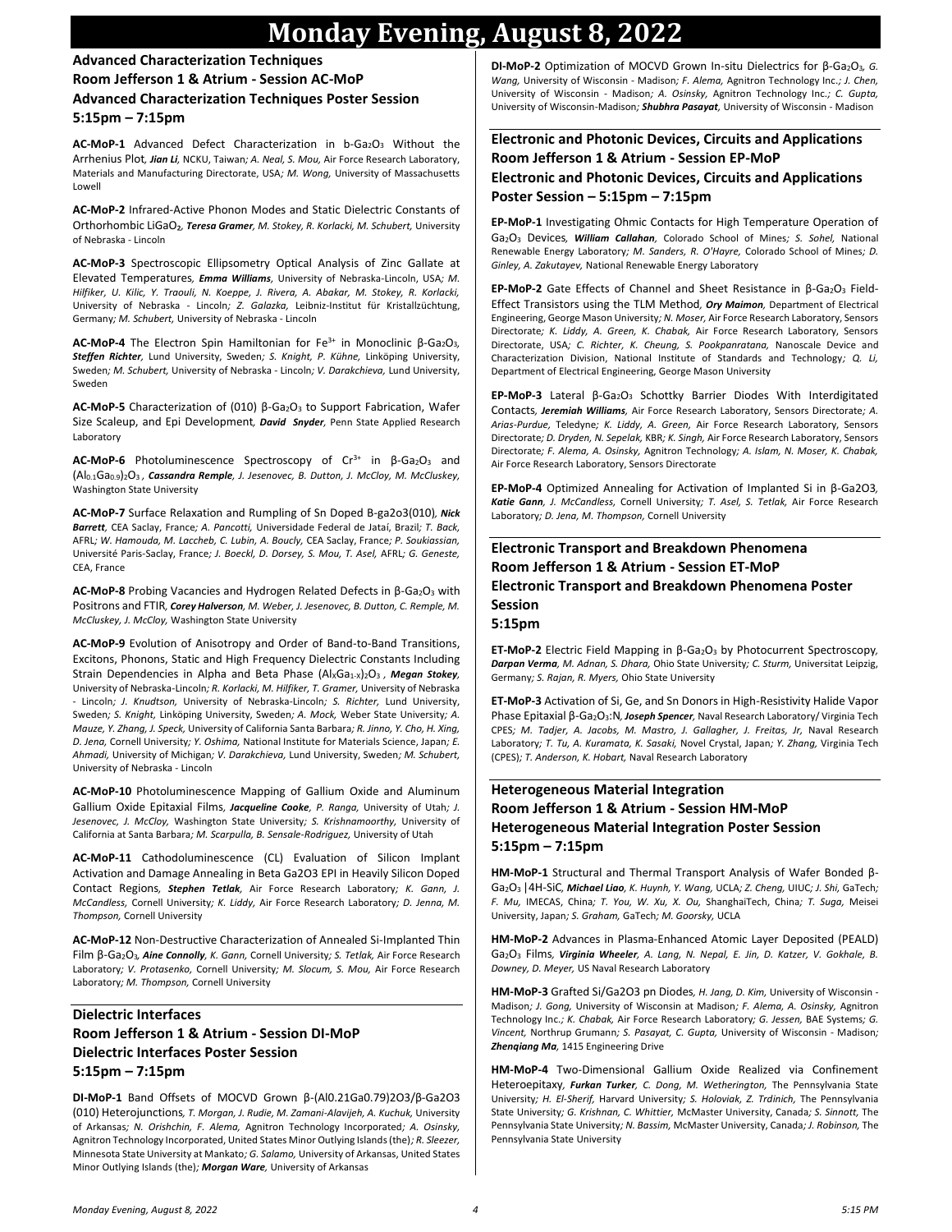# Monday Evening, August 8, 2022

## Advanced Characterization Techniques
## Room Jefferson 1 & Atrium - Session AC-MoP
## Advanced Characterization Techniques Poster Session
## 5:15pm – 7:15pm

**AC-MoP-1** Advanced Defect Characterization in b-$Ga_2O_3$ Without the Arrhenius Plot*, **Jian Li**, NCKU, Taiwan; A. Neal, S. Mou, Air Force Research Laboratory, Materials and Manufacturing Directorate, USA; M. Wong, University of Massachusetts Lowell*

**AC-MoP-2** Infrared-Active Phonon Modes and Static Dielectric Constants of Orthorhombic $LiGaO_2$*, **Teresa Gramer**, M. Stokey, R. Korlacki, M. Schubert, University of Nebraska - Lincoln*

**AC-MoP-3** Spectroscopic Ellipsometry Optical Analysis of Zinc Gallate at Elevated Temperatures*, **Emma Williams**, University of Nebraska-Lincoln, USA; M. Hilfiker, U. Kilic, Y. Traouli, N. Koeppe, J. Rivera, A. Abakar, M. Stokey, R. Korlacki, University of Nebraska - Lincoln; Z. Galazka, Leibniz-Institut für Kristallzüchtung, Germany; M. Schubert, University of Nebraska - Lincoln*

**AC-MoP-4** The Electron Spin Hamiltonian for $Fe^{3+}$ in Monoclinic β-$Ga_2O_3$*, **Steffen Richter**, Lund University, Sweden; S. Knight, P. Kühne, Linköping University, Sweden; M. Schubert, University of Nebraska - Lincoln; V. Darakchieva, Lund University, Sweden*

**AC-MoP-5** Characterization of (010) β-$Ga_2O_3$ to Support Fabrication, Wafer Size Scaleup, and Epi Development*, **David Snyder**, Penn State Applied Research Laboratory*

**AC-MoP-6** Photoluminescence Spectroscopy of $Cr^{3+}$ in β-$Ga_2O_3$ and $(Al_{0.1}Ga_{0.9})_2O_3$ *, **Cassandra Remple**, J. Jesenovec, B. Dutton, J. McCloy, M. McCluskey, Washington State University*

**AC-MoP-7** Surface Relaxation and Rumpling of Sn Doped B-ga2o3(010)*, **Nick Barrett**, CEA Saclay, France; A. Pancotti, Universidade Federal de Jataí, Brazil; T. Back, AFRL; W. Hamouda, M. Laccheb, C. Lubin, A. Boucly, CEA Saclay, France; P. Soukiassian, Université Paris-Saclay, France; J. Boeckl, D. Dorsey, S. Mou, T. Asel, AFRL; G. Geneste, CEA, France*

**AC-MoP-8** Probing Vacancies and Hydrogen Related Defects in β-$Ga_2O_3$ with Positrons and FTIR*, **Corey Halverson**, M. Weber, J. Jesenovec, B. Dutton, C. Remple, M. McCluskey, J. McCloy, Washington State University*

**AC-MoP-9** Evolution of Anisotropy and Order of Band-to-Band Transitions, Excitons, Phonons, Static and High Frequency Dielectric Constants Including Strain Dependencies in Alpha and Beta Phase $(Al_xGa_{1-x})_2O_3$ *, **Megan Stokey**, University of Nebraska-Lincoln; R. Korlacki, M. Hilfiker, T. Gramer, University of Nebraska - Lincoln; J. Knudtson, University of Nebraska-Lincoln; S. Richter, Lund University, Sweden; S. Knight, Linköping University, Sweden; A. Mock, Weber State University; A. Mauze, Y. Zhang, J. Speck, University of California Santa Barbara; R. Jinno, Y. Cho, H. Xing, D. Jena, Cornell University; Y. Oshima, National Institute for Materials Science, Japan; E. Ahmadi, University of Michigan; V. Darakchieva, Lund University, Sweden; M. Schubert, University of Nebraska - Lincoln*

**AC-MoP-10** Photoluminescence Mapping of Gallium Oxide and Aluminum Gallium Oxide Epitaxial Films*, **Jacqueline Cooke**, P. Ranga, University of Utah; J. Jesenovec, J. McCloy, Washington State University; S. Krishnamoorthy, University of California at Santa Barbara; M. Scarpulla, B. Sensale-Rodriguez, University of Utah*

**AC-MoP-11** Cathodoluminescence (CL) Evaluation of Silicon Implant Activation and Damage Annealing in Beta Ga2O3 EPI in Heavily Silicon Doped Contact Regions*, **Stephen Tetlak**, Air Force Research Laboratory; K. Gann, J. McCandless, Cornell University; K. Liddy, Air Force Research Laboratory; D. Jenna, M. Thompson, Cornell University*

**AC-MoP-12** Non-Destructive Characterization of Annealed Si-Implanted Thin Film β-$Ga_2O_3$*, **Aine Connolly**, K. Gann, Cornell University; S. Tetlak, Air Force Research Laboratory; V. Protasenko, Cornell University; M. Slocum, S. Mou, Air Force Research Laboratory; M. Thompson, Cornell University*

## Dielectric Interfaces
## Room Jefferson 1 & Atrium - Session DI-MoP
## Dielectric Interfaces Poster Session
## 5:15pm – 7:15pm

**DI-MoP-1** Band Offsets of MOCVD Grown β-(Al0.21Ga0.79)2O3/β-Ga2O3 (010) Heterojunctions*, T. Morgan, J. Rudie, M. Zamani-Alavijeh, A. Kuchuk, University of Arkansas; N. Orishchin, F. Alema, Agnitron Technology Incorporated; A. Osinsky, Agnitron Technology Incorporated, United States Minor Outlying Islands (the); R. Sleezer, Minnesota State University at Mankato; G. Salamo, University of Arkansas, United States Minor Outlying Islands (the); **Morgan Ware**, University of Arkansas*

**DI-MoP-2** Optimization of MOCVD Grown In-situ Dielectrics for β-$Ga_2O_3$*, G. Wang, University of Wisconsin - Madison; F. Alema, Agnitron Technology Inc.; J. Chen, University of Wisconsin - Madison; A. Osinsky, Agnitron Technology Inc.; C. Gupta, University of Wisconsin-Madison; **Shubhra Pasayat**, University of Wisconsin - Madison*

## Electronic and Photonic Devices, Circuits and Applications
## Room Jefferson 1 & Atrium - Session EP-MoP
## Electronic and Photonic Devices, Circuits and Applications Poster Session – 5:15pm – 7:15pm

**EP-MoP-1** Investigating Ohmic Contacts for High Temperature Operation of $Ga_2O_3$ Devices*, **William Callahan**, Colorado School of Mines; S. Sohel, National Renewable Energy Laboratory; M. Sanders, R. O'Hayre, Colorado School of Mines; D. Ginley, A. Zakutayev, National Renewable Energy Laboratory*

**EP-MoP-2** Gate Effects of Channel and Sheet Resistance in β-$Ga_2O_3$ Field-Effect Transistors using the TLM Method*, **Ory Maimon**, Department of Electrical Engineering, George Mason University; N. Moser, Air Force Research Laboratory, Sensors Directorate; K. Liddy, A. Green, K. Chabak, Air Force Research Laboratory, Sensors Directorate, USA; C. Richter, K. Cheung, S. Pookpanratana, Nanoscale Device and Characterization Division, National Institute of Standards and Technology; Q. Li, Department of Electrical Engineering, George Mason University*

**EP-MoP-3** Lateral β-$Ga_2O_3$ Schottky Barrier Diodes With Interdigitated Contacts*, **Jeremiah Williams**, Air Force Research Laboratory, Sensors Directorate; A. Arias-Purdue, Teledyne; K. Liddy, A. Green, Air Force Research Laboratory, Sensors Directorate; D. Dryden, N. Sepelak, KBR; K. Singh, Air Force Research Laboratory, Sensors Directorate; F. Alema, A. Osinsky, Agnitron Technology; A. Islam, N. Moser, K. Chabak, Air Force Research Laboratory, Sensors Directorate*

**EP-MoP-4** Optimized Annealing for Activation of Implanted Si in β-Ga2O3*, **Katie Gann**, J. McCandless, Cornell University; T. Asel, S. Tetlak, Air Force Research Laboratory; D. Jena, M. Thompson, Cornell University*

## Electronic Transport and Breakdown Phenomena
## Room Jefferson 1 & Atrium - Session ET-MoP
## Electronic Transport and Breakdown Phenomena Poster Session
## 5:15pm

**ET-MoP-2** Electric Field Mapping in β-$Ga_2O_3$ by Photocurrent Spectroscopy*, **Darpan Verma**, M. Adnan, S. Dhara, Ohio State University; C. Sturm, Universitat Leipzig, Germany; S. Rajan, R. Myers, Ohio State University*

**ET-MoP-3** Activation of Si, Ge, and Sn Donors in High-Resistivity Halide Vapor Phase Epitaxial β-$Ga_2O_3$:N*, **Joseph Spencer**, Naval Research Laboratory/ Virginia Tech CPES; M. Tadjer, A. Jacobs, M. Mastro, J. Gallagher, J. Freitas, Jr, Naval Research Laboratory; T. Tu, A. Kuramata, K. Sasaki, Novel Crystal, Japan; Y. Zhang, Virginia Tech (CPES); T. Anderson, K. Hobart, Naval Research Laboratory*

## Heterogeneous Material Integration
## Room Jefferson 1 & Atrium - Session HM-MoP
## Heterogeneous Material Integration Poster Session
## 5:15pm – 7:15pm

**HM-MoP-1** Structural and Thermal Transport Analysis of Wafer Bonded β-$Ga_2O_3$|4H-SiC*, **Michael Liao**, K. Huynh, Y. Wang, UCLA; Z. Cheng, UIUC; J. Shi, GaTech; F. Mu, IMECAS, China; T. You, W. Xu, X. Ou, ShanghaiTech, China; T. Suga, Meisei University, Japan; S. Graham, GaTech; M. Goorsky, UCLA*

**HM-MoP-2** Advances in Plasma-Enhanced Atomic Layer Deposited (PEALD) $Ga_2O_3$ Films*, **Virginia Wheeler**, A. Lang, N. Nepal, E. Jin, D. Katzer, V. Gokhale, B. Downey, D. Meyer, US Naval Research Laboratory*

**HM-MoP-3** Grafted Si/Ga2O3 pn Diodes*, H. Jang, D. Kim, University of Wisconsin - Madison; J. Gong, University of Wisconsin at Madison; F. Alema, A. Osinsky, Agnitron Technology Inc.; K. Chabak, Air Force Research Laboratory; G. Jessen, BAE Systems; G. Vincent, Northrup Grumann; S. Pasayat, C. Gupta, University of Wisconsin - Madison; **Zhenqiang Ma**, 1415 Engineering Drive*

**HM-MoP-4** Two-Dimensional Gallium Oxide Realized via Confinement Heteroepitaxy*, **Furkan Turker**, C. Dong, M. Wetherington, The Pennsylvania State University; H. El-Sherif, Harvard University; S. Holoviak, Z. Trdinich, The Pennsylvania State University; G. Krishnan, C. Whittier, McMaster University, Canada; S. Sinnott, The Pennsylvania State University; N. Bassim, McMaster University, Canada; J. Robinson, The Pennsylvania State University*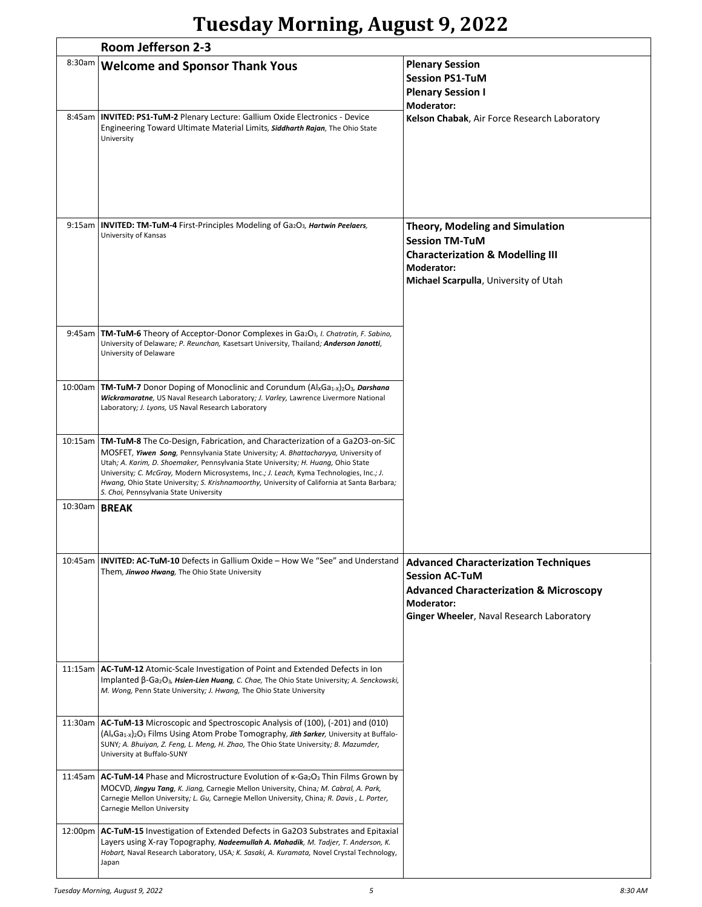# Tuesday Morning, August 9, 2022

## Room Jefferson 2-3

**Plenary Session**
**Session PS1-TuM**
**Plenary Session I**
**Moderator:**
**Kelson Chabak**, Air Force Research Laboratory

8:30am **Welcome and Sponsor Thank Yous**

8:45am **INVITED: PS1-TuM-2** Plenary Lecture: Gallium Oxide Electronics - Device Engineering Toward Ultimate Material Limits, ***Siddharth Rajan***, The Ohio State University

**Theory, Modeling and Simulation**
**Session TM-TuM**
**Characterization & Modelling III**
**Moderator:**
**Michael Scarpulla**, University of Utah

9:15am **INVITED: TM-TuM-4** First-Principles Modeling of $Ga_2O_3$, ***Hartwin Peelaers***, University of Kansas

9:45am **TM-TuM-6** Theory of Acceptor-Donor Complexes in $Ga_2O_3$, *I. Chatratin, F. Sabino,* University of Delaware*; P. Reunchan,* Kasetsart University, Thailand*;* ***Anderson Janotti***, University of Delaware

10:00am **TM-TuM-7** Donor Doping of Monoclinic and Corundum $(Al_xGa_{1-x})_2O_3$, ***Darshana Wickramaratne***, US Naval Research Laboratory*; J. Varley,* Lawrence Livermore National Laboratory*; J. Lyons,* US Naval Research Laboratory

10:15am **TM-TuM-8** The Co-Design, Fabrication, and Characterization of a Ga2O3-on-SiC MOSFET, ***Yiwen Song***, Pennsylvania State University*; A. Bhattacharyya,* University of Utah*; A. Karim, D. Shoemaker,* Pennsylvania State University*; H. Huang,* Ohio State University*; C. McGray,* Modern Microsystems, Inc.*; J. Leach,* Kyma Technologies, Inc.*; J. Hwang,* Ohio State University*; S. Krishnamoorthy,* University of California at Santa Barbara*; S. Choi,* Pennsylvania State University

10:30am **BREAK**

**Advanced Characterization Techniques**
**Session AC-TuM**
**Advanced Characterization & Microscopy**
**Moderator:**
**Ginger Wheeler**, Naval Research Laboratory

10:45am **INVITED: AC-TuM-10** Defects in Gallium Oxide – How We "See" and Understand Them, ***Jinwoo Hwang***, The Ohio State University

11:15am **AC-TuM-12** Atomic-Scale Investigation of Point and Extended Defects in Ion Implanted β-$Ga_2O_3$, ***Hsien-Lien Huang***, *C. Chae,* The Ohio State University*; A. Senckowski, M. Wong,* Penn State University*; J. Hwang,* The Ohio State University

11:30am **AC-TuM-13** Microscopic and Spectroscopic Analysis of (100), (-201) and (010) $(Al_xGa_{1-x})_2O_3$ Films Using Atom Probe Tomography, ***Jith Sarker***, University at Buffalo-SUNY*; A. Bhuiyan, Z. Feng, L. Meng, H. Zhao,* The Ohio State University*; B. Mazumder,* University at Buffalo-SUNY

11:45am **AC-TuM-14** Phase and Microstructure Evolution of κ-$Ga_2O_3$ Thin Films Grown by MOCVD, ***Jingyu Tang***, *K. Jiang,* Carnegie Mellon University, China*; M. Cabral, A. Park,* Carnegie Mellon University*; L. Gu,* Carnegie Mellon University, China*; R. Davis , L. Porter,* Carnegie Mellon University

12:00pm **AC-TuM-15** Investigation of Extended Defects in Ga2O3 Substrates and Epitaxial Layers using X-ray Topography, ***Nadeemullah A. Mahadik***, *M. Tadjer, T. Anderson, K. Hobart,* Naval Research Laboratory, USA*; K. Sasaki, A. Kuramata,* Novel Crystal Technology, Japan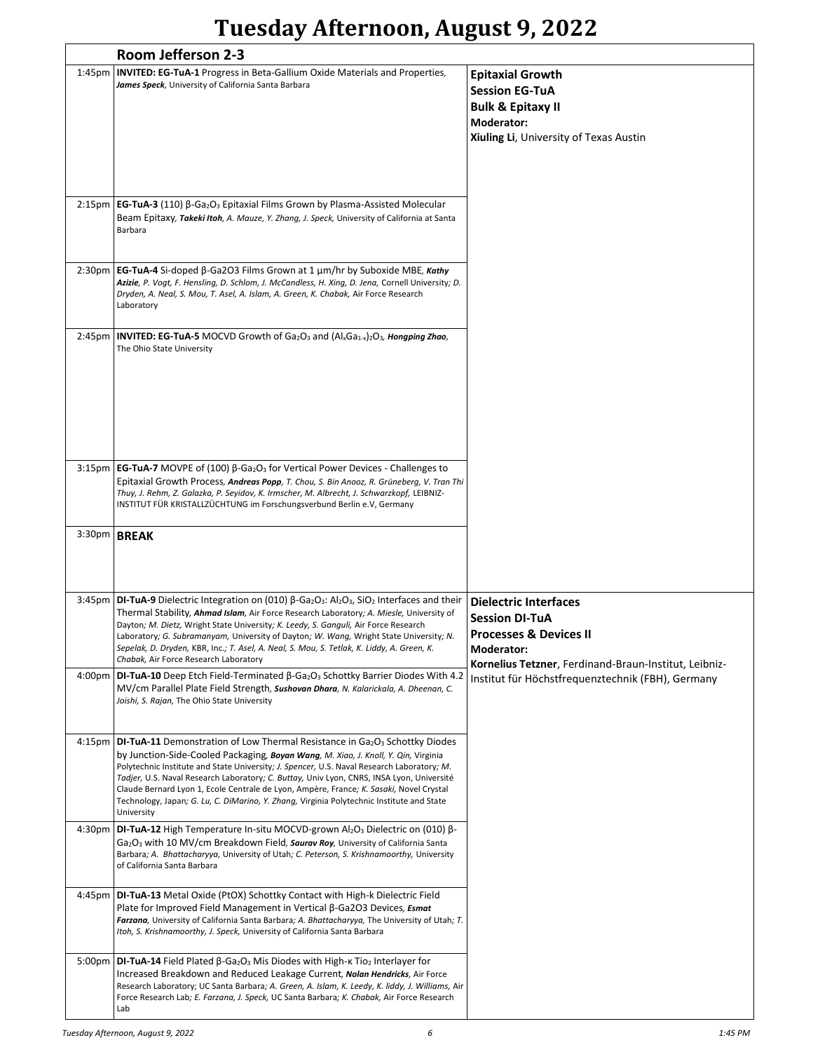# Tuesday Afternoon, August 9, 2022

## Room Jefferson 2-3

### Epitaxial Growth
### Session EG-TuA
### Bulk & Epitaxy II
**Moderator:**
**Xiuling Li**, University of Texas Austin

1:45pm **INVITED: EG-TuA-1** Progress in Beta-Gallium Oxide Materials and Properties, ***James Speck***, University of California Santa Barbara

2:15pm **EG-TuA-3** (110) β-$Ga_2O_3$ Epitaxial Films Grown by Plasma-Assisted Molecular Beam Epitaxy, ***Takeki Itoh***, *A. Mauze, Y. Zhang, J. Speck,* University of California at Santa Barbara

2:30pm **EG-TuA-4** Si-doped β-Ga2O3 Films Grown at 1 µm/hr by Suboxide MBE, ***Kathy Azizie***, *P. Vogt, F. Hensling, D. Schlom, J. McCandless, H. Xing, D. Jena,* Cornell University*; D. Dryden, A. Neal, S. Mou, T. Asel, A. Islam, A. Green, K. Chabak,* Air Force Research Laboratory

2:45pm **INVITED: EG-TuA-5** MOCVD Growth of $Ga_2O_3$ and $(Al_xGa_{1-x})_2O_3$, ***Hongping Zhao***, The Ohio State University

3:15pm **EG-TuA-7** MOVPE of (100) β-$Ga_2O_3$ for Vertical Power Devices - Challenges to Epitaxial Growth Process, ***Andreas Popp***, *T. Chou, S. Bin Anooz, R. Grüneberg, V. Tran Thi Thuy, J. Rehm, Z. Galazka, P. Seyidov, K. Irmscher, M. Albrecht, J. Schwarzkopf,* LEIBNIZ-INSTITUT FÜR KRISTALLZÜCHTUNG im Forschungsverbund Berlin e.V, Germany

3:30pm **BREAK**

### Dielectric Interfaces
### Session DI-TuA
### Processes & Devices II
**Moderator:**
**Kornelius Tetzner**, Ferdinand-Braun-Institut, Leibniz-Institut für Höchstfrequenztechnik (FBH), Germany

3:45pm **DI-TuA-9** Dielectric Integration on (010) β-$Ga_2O_3$: $Al_2O_3$, $SiO_2$ Interfaces and their Thermal Stability, ***Ahmad Islam***, Air Force Research Laboratory*; A. Miesle,* University of Dayton*; M. Dietz,* Wright State University*; K. Leedy, S. Ganguli,* Air Force Research Laboratory*; G. Subramanyam,* University of Dayton*; W. Wang,* Wright State University*; N. Sepelak, D. Dryden,* KBR, Inc.*; T. Asel, A. Neal, S. Mou, S. Tetlak, K. Liddy, A. Green, K. Chabak,* Air Force Research Laboratory

4:00pm **DI-TuA-10** Deep Etch Field-Terminated β-$Ga_2O_3$ Schottky Barrier Diodes With 4.2 MV/cm Parallel Plate Field Strength, ***Sushovan Dhara***, *N. Kalarickala, A. Dheenan, C. Joishi, S. Rajan,* The Ohio State University

4:15pm **DI-TuA-11** Demonstration of Low Thermal Resistance in $Ga_2O_3$ Schottky Diodes by Junction-Side-Cooled Packaging, ***Boyan Wang***, *M. Xiao, J. Knoll, Y. Qin,* Virginia Polytechnic Institute and State University*; J. Spencer,* U.S. Naval Research Laboratory*; M. Tadjer,* U.S. Naval Research Laboratory*; C. Buttay,* Univ Lyon, CNRS, INSA Lyon, Université Claude Bernard Lyon 1, Ecole Centrale de Lyon, Ampère, France*; K. Sasaki,* Novel Crystal Technology, Japan*; G. Lu, C. DiMarino, Y. Zhang,* Virginia Polytechnic Institute and State University

4:30pm **DI-TuA-12** High Temperature In-situ MOCVD-grown $Al_2O_3$ Dielectric on (010) β-$Ga_2O_3$ with 10 MV/cm Breakdown Field, ***Saurav Roy***, University of California Santa Barbara*; A. Bhattacharyya,* University of Utah*; C. Peterson, S. Krishnamoorthy,* University of California Santa Barbara

4:45pm **DI-TuA-13** Metal Oxide (PtOX) Schottky Contact with High-k Dielectric Field Plate for Improved Field Management in Vertical β-Ga2O3 Devices, ***Esmat Farzana***, University of California Santa Barbara*; A. Bhattacharyya,* The University of Utah*; T. Itoh, S. Krishnamoorthy, J. Speck,* University of California Santa Barbara

5:00pm **DI-TuA-14** Field Plated β-$Ga_2O_3$ Mis Diodes with High-κ $Tio_2$ Interlayer for Increased Breakdown and Reduced Leakage Current, ***Nolan Hendricks***, Air Force Research Laboratory; UC Santa Barbara*; A. Green, A. Islam, K. Leedy, K. liddy, J. Williams,* Air Force Research Lab*; E. Farzana, J. Speck,* UC Santa Barbara*; K. Chabak,* Air Force Research Lab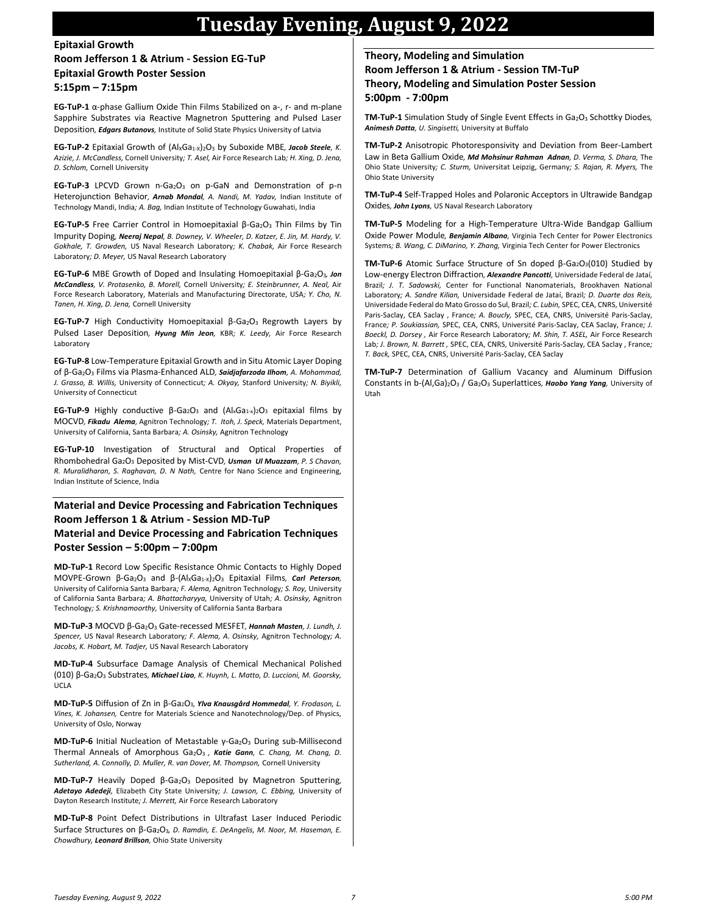# Tuesday Evening, August 9, 2022

## Epitaxial Growth
## Room Jefferson 1 & Atrium - Session EG-TuP
## Epitaxial Growth Poster Session
## 5:15pm – 7:15pm

**EG-TuP-1** α-phase Gallium Oxide Thin Films Stabilized on a-, r- and m-plane Sapphire Substrates via Reactive Magnetron Sputtering and Pulsed Laser Deposition, ***Edgars Butanovs***, Institute of Solid State Physics University of Latvia

**EG-TuP-2** Epitaxial Growth of $(Al_xGa_{1-x})_2O_3$ by Suboxide MBE, ***Jacob Steele***, *K. Azizie, J. McCandless,* Cornell University*; T. Asel,* Air Force Research Lab*; H. Xing, D. Jena, D. Schlom,* Cornell University

**EG-TuP-3** LPCVD Grown n-$Ga_2O_3$ on p-GaN and Demonstration of p-n Heterojunction Behavior, ***Arnab Mondal***, *A. Nandi, M. Yadav,* Indian Institute of Technology Mandi, India*; A. Bag,* Indian Institute of Technology Guwahati, India

**EG-TuP-5** Free Carrier Control in Homoepitaxial β-$Ga_2O_3$ Thin Films by Tin Impurity Doping, ***Neeraj Nepal***, *B. Downey, V. Wheeler, D. Katzer, E. Jin, M. Hardy, V. Gokhale, T. Growden,* US Naval Research Laboratory*; K. Chabak,* Air Force Research Laboratory*; D. Meyer,* US Naval Research Laboratory

**EG-TuP-6** MBE Growth of Doped and Insulating Homoepitaxial β-$Ga_2O_3$, ***Jon McCandless***, *V. Protasenko, B. Morell,* Cornell University*; E. Steinbrunner, A. Neal,* Air Force Research Laboratory, Materials and Manufacturing Directorate, USA*; Y. Cho, N. Tanen, H. Xing, D. Jena,* Cornell University

**EG-TuP-7** High Conductivity Homoepitaxial β-$Ga_2O_3$ Regrowth Layers by Pulsed Laser Deposition, ***Hyung Min Jeon***, KBR*; K. Leedy,* Air Force Research Laboratory

**EG-TuP-8** Low-Temperature Epitaxial Growth and in Situ Atomic Layer Doping of β-$Ga_2O_3$ Films via Plasma-Enhanced ALD, ***Saidjafarzoda Ilhom***, *A. Mohammad, J. Grasso, B. Willis,* University of Connecticut*; A. Okyay,* Stanford University*; N. Biyikli,* University of Connecticut

**EG-TuP-9** Highly conductive β-$Ga_2O_3$ and $(Al_xGa_{1-x})_2O_3$ epitaxial films by MOCVD, ***Fikadu Alema***, Agnitron Technology*; T. Itoh, J. Speck,* Materials Department, University of California, Santa Barbara*; A. Osinsky,* Agnitron Technology

**EG-TuP-10** Investigation of Structural and Optical Properties of Rhombohedral $Ga_2O_3$ Deposited by Mist-CVD, ***Usman Ul Muazzam***, *P. S Chavan, R. Muralidharan, S. Raghavan, D. N Nath,* Centre for Nano Science and Engineering, Indian Institute of Science, India

## Material and Device Processing and Fabrication Techniques
## Room Jefferson 1 & Atrium - Session MD-TuP
## Material and Device Processing and Fabrication Techniques Poster Session – 5:00pm – 7:00pm

**MD-TuP-1** Record Low Specific Resistance Ohmic Contacts to Highly Doped MOVPE-Grown β-$Ga_2O_3$ and β-$(Al_xGa_{1-x})_2O_3$ Epitaxial Films, ***Carl Peterson***, University of California Santa Barbara*; F. Alema,* Agnitron Technology*; S. Roy,* University of California Santa Barbara*; A. Bhattacharyya,* University of Utah*; A. Osinsky,* Agnitron Technology*; S. Krishnamoorthy,* University of California Santa Barbara

**MD-TuP-3** MOCVD β-$Ga_2O_3$ Gate-recessed MESFET, ***Hannah Masten***, *J. Lundh, J. Spencer,* US Naval Research Laboratory*; F. Alema, A. Osinsky,* Agnitron Technology*; A. Jacobs, K. Hobart, M. Tadjer,* US Naval Research Laboratory

**MD-TuP-4** Subsurface Damage Analysis of Chemical Mechanical Polished (010) β-$Ga_2O_3$ Substrates, ***Michael Liao***, *K. Huynh, L. Matto, D. Luccioni, M. Goorsky,* UCLA

**MD-TuP-5** Diffusion of Zn in β-$Ga_2O_3$, ***Ylva Knausgård Hommedal***, *Y. Frodason, L. Vines, K. Johansen,* Centre for Materials Science and Nanotechnology/Dep. of Physics, University of Oslo, Norway

**MD-TuP-6** Initial Nucleation of Metastable γ-$Ga_2O_3$ During sub-Millisecond Thermal Anneals of Amorphous $Ga_2O_3$ , ***Katie Gann***, *C. Chang, M. Chang, D. Sutherland, A. Connolly, D. Muller, R. van Dover, M. Thompson,* Cornell University

**MD-TuP-7** Heavily Doped β-$Ga_2O_3$ Deposited by Magnetron Sputtering, ***Adetayo Adedeji***, Elizabeth City State University*; J. Lawson, C. Ebbing,* University of Dayton Research Institute*; J. Merrett,* Air Force Research Laboratory

**MD-TuP-8** Point Defect Distributions in Ultrafast Laser Induced Periodic Surface Structures on β-$Ga_2O_3$, *D. Ramdin, E. DeAngelis, M. Noor, M. Haseman, E. Chowdhury,* ***Leonard Brillson***, Ohio State University

## Theory, Modeling and Simulation
## Room Jefferson 1 & Atrium - Session TM-TuP
## Theory, Modeling and Simulation Poster Session
## 5:00pm - 7:00pm

**TM-TuP-1** Simulation Study of Single Event Effects in $Ga_2O_3$ Schottky Diodes, ***Animesh Datta***, *U. Singisetti,* University at Buffalo

**TM-TuP-2** Anisotropic Photoresponsivity and Deviation from Beer-Lambert Law in Beta Gallium Oxide, ***Md Mohsinur Rahman Adnan***, *D. Verma, S. Dhara,* The Ohio State University*; C. Sturm,* Universitat Leipzig, Germany*; S. Rajan, R. Myers,* The Ohio State University

**TM-TuP-4** Self-Trapped Holes and Polaronic Acceptors in Ultrawide Bandgap Oxides, ***John Lyons***, US Naval Research Laboratory

**TM-TuP-5** Modeling for a High-Temperature Ultra-Wide Bandgap Gallium Oxide Power Module, ***Benjamin Albano***, Virginia Tech Center for Power Electronics Systems*; B. Wang, C. DiMarino, Y. Zhang,* Virginia Tech Center for Power Electronics

**TM-TuP-6** Atomic Surface Structure of Sn doped β-$Ga_2O_3$(010) Studied by Low-energy Electron Diffraction, ***Alexandre Pancotti***, Universidade Federal de Jataí, Brazil*; J. T. Sadowski,* Center for Functional Nanomaterials, Brookhaven National Laboratory*; A. Sandre Kilian,* Universidade Federal de Jataí, Brazil*; D. Duarte dos Reis,* Universidade Federal do Mato Grosso do Sul, Brazil*; C. Lubin,* SPEC, CEA, CNRS, Université Paris-Saclay, CEA Saclay , France*; A. Boucly,* SPEC, CEA, CNRS, Université Paris-Saclay, France*; P. Soukiassian,* SPEC, CEA, CNRS, Université Paris-Saclay, CEA Saclay, France*; J. Boeckl, D. Dorsey ,* Air Force Research Laboratory*; M. Shin, T. ASEL,* Air Force Research Lab*; J. Brown, N. Barrett ,* SPEC, CEA, CNRS, Université Paris-Saclay, CEA Saclay , France*; T. Back,* SPEC, CEA, CNRS, Université Paris-Saclay, CEA Saclay

**TM-TuP-7** Determination of Gallium Vacancy and Aluminum Diffusion Constants in b-$(Al,Ga)_2O_3$ / $Ga_2O_3$ Superlattices, ***Haobo Yang Yang***, University of Utah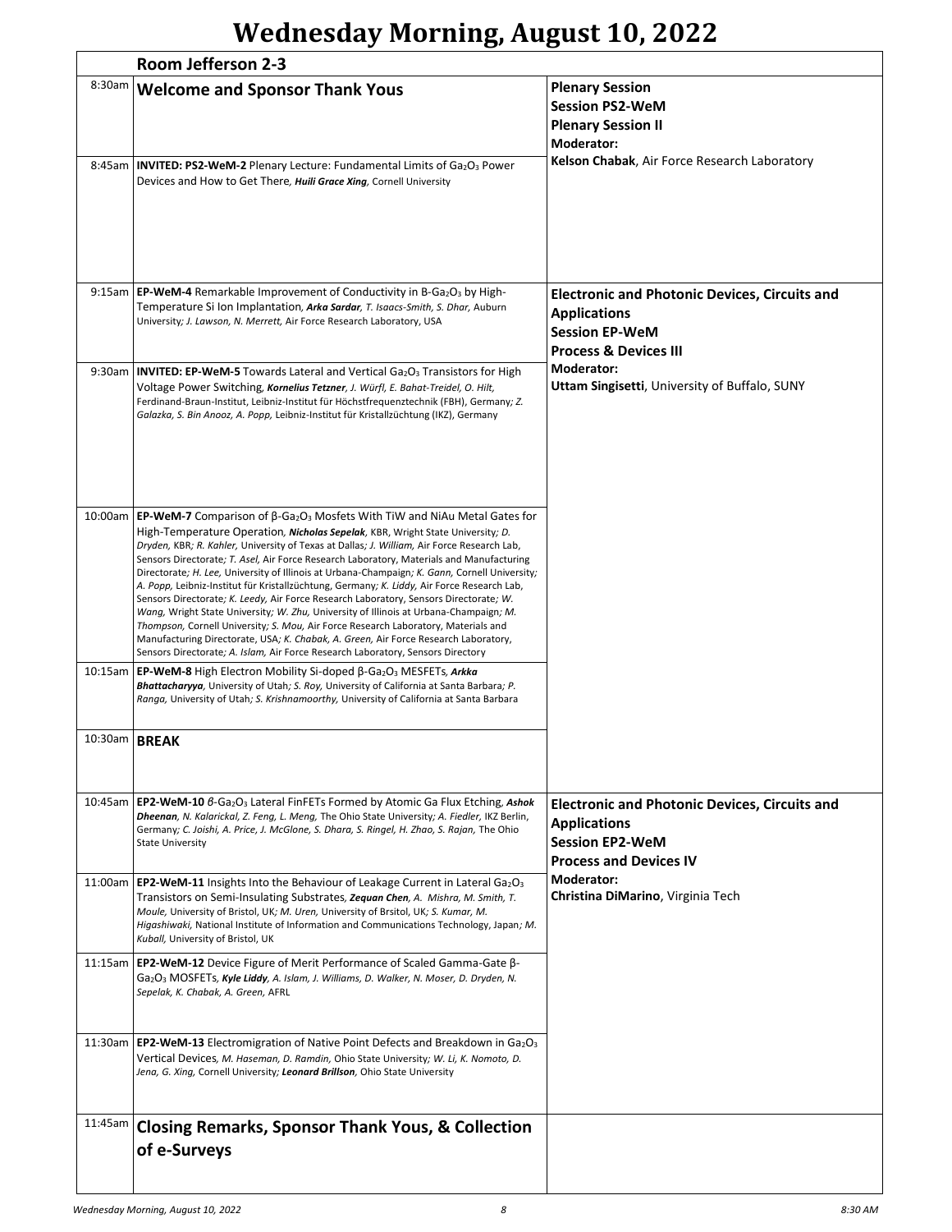# Wednesday Morning, August 10, 2022

| | Room Jefferson 2-3 | |
|---|---|---|
| 8:30am | **Welcome and Sponsor Thank Yous** | **Plenary Session**<br>**Session PS2-WeM**<br>**Plenary Session II**<br>**Moderator:**<br>**Kelson Chabak**, Air Force Research Laboratory |
| 8:45am | **INVITED: PS2-WeM-2** Plenary Lecture: Fundamental Limits of $Ga_2O_3$ Power Devices and How to Get There, ***Huili Grace Xing***, Cornell University | |
| 9:15am | **EP-WeM-4** Remarkable Improvement of Conductivity in B-$Ga_2O_3$ by High-Temperature Si Ion Implantation, ***Arka Sardar***, *T. Isaacs-Smith, S. Dhar,* Auburn University*; J. Lawson, N. Merrett,* Air Force Research Laboratory, USA | **Electronic and Photonic Devices, Circuits and Applications**<br>**Session EP-WeM**<br>**Process & Devices III**<br>**Moderator:**<br>**Uttam Singisetti**, University of Buffalo, SUNY |
| 9:30am | **INVITED: EP-WeM-5** Towards Lateral and Vertical $Ga_2O_3$ Transistors for High Voltage Power Switching, ***Kornelius Tetzner***, *J. Würfl, E. Bahat-Treidel, O. Hilt,* Ferdinand-Braun-Institut, Leibniz-Institut für Höchstfrequenztechnik (FBH), Germany*; Z. Galazka, S. Bin Anooz, A. Popp,* Leibniz-Institut für Kristallzüchtung (IKZ), Germany | |
| 10:00am | **EP-WeM-7** Comparison of β-$Ga_2O_3$ Mosfets With TiW and NiAu Metal Gates for High-Temperature Operation, ***Nicholas Sepelak***, KBR, Wright State University*; D. Dryden,* KBR*; R. Kahler,* University of Texas at Dallas*; J. William,* Air Force Research Lab, Sensors Directorate*; T. Asel,* Air Force Research Laboratory, Materials and Manufacturing Directorate*; H. Lee,* University of Illinois at Urbana-Champaign*; K. Gann,* Cornell University*; A. Popp,* Leibniz-Institut für Kristallzüchtung, Germany*; K. Liddy,* Air Force Research Lab, Sensors Directorate*; K. Leedy,* Air Force Research Laboratory, Sensors Directorate*; W. Wang,* Wright State University*; W. Zhu,* University of Illinois at Urbana-Champaign*; M. Thompson,* Cornell University*; S. Mou,* Air Force Research Laboratory, Materials and Manufacturing Directorate, USA*; K. Chabak, A. Green,* Air Force Research Laboratory, Sensors Directorate*; A. Islam,* Air Force Research Laboratory, Sensors Directory | |
| 10:15am | **EP-WeM-8** High Electron Mobility Si-doped β-$Ga_2O_3$ MESFETs, ***Arkka Bhattacharyya***, University of Utah*; S. Roy,* University of California at Santa Barbara*; P. Ranga,* University of Utah*; S. Krishnamoorthy,* University of California at Santa Barbara | |
| 10:30am | **BREAK** | |
| 10:45am | **EP2-WeM-10** *β*-$Ga_2O_3$ Lateral FinFETs Formed by Atomic Ga Flux Etching, ***Ashok Dheenan***, *N. Kalarickal, Z. Feng, L. Meng,* The Ohio State University*; A. Fiedler,* IKZ Berlin, Germany*; C. Joishi, A. Price, J. McGlone, S. Dhara, S. Ringel, H. Zhao, S. Rajan,* The Ohio State University | **Electronic and Photonic Devices, Circuits and Applications**<br>**Session EP2-WeM**<br>**Process and Devices IV**<br>**Moderator:**<br>**Christina DiMarino**, Virginia Tech |
| 11:00am | **EP2-WeM-11** Insights Into the Behaviour of Leakage Current in Lateral $Ga_2O_3$ Transistors on Semi-Insulating Substrates, ***Zequan Chen***, *A. Mishra, M. Smith, T. Moule,* University of Bristol, UK*; M. Uren,* University of Brsitol, UK*; S. Kumar, M. Higashiwaki,* National Institute of Information and Communications Technology, Japan*; M. Kuball,* University of Bristol, UK | |
| 11:15am | **EP2-WeM-12** Device Figure of Merit Performance of Scaled Gamma-Gate β-$Ga_2O_3$ MOSFETs, ***Kyle Liddy***, *A. Islam, J. Williams, D. Walker, N. Moser, D. Dryden, N. Sepelak, K. Chabak, A. Green,* AFRL | |
| 11:30am | **EP2-WeM-13** Electromigration of Native Point Defects and Breakdown in $Ga_2O_3$ Vertical Devices, *M. Haseman, D. Ramdin,* Ohio State University*; W. Li, K. Nomoto, D. Jena, G. Xing,* Cornell University*;* ***Leonard Brillson***, Ohio State University | |
| 11:45am | **Closing Remarks, Sponsor Thank Yous, & Collection of e-Surveys** | |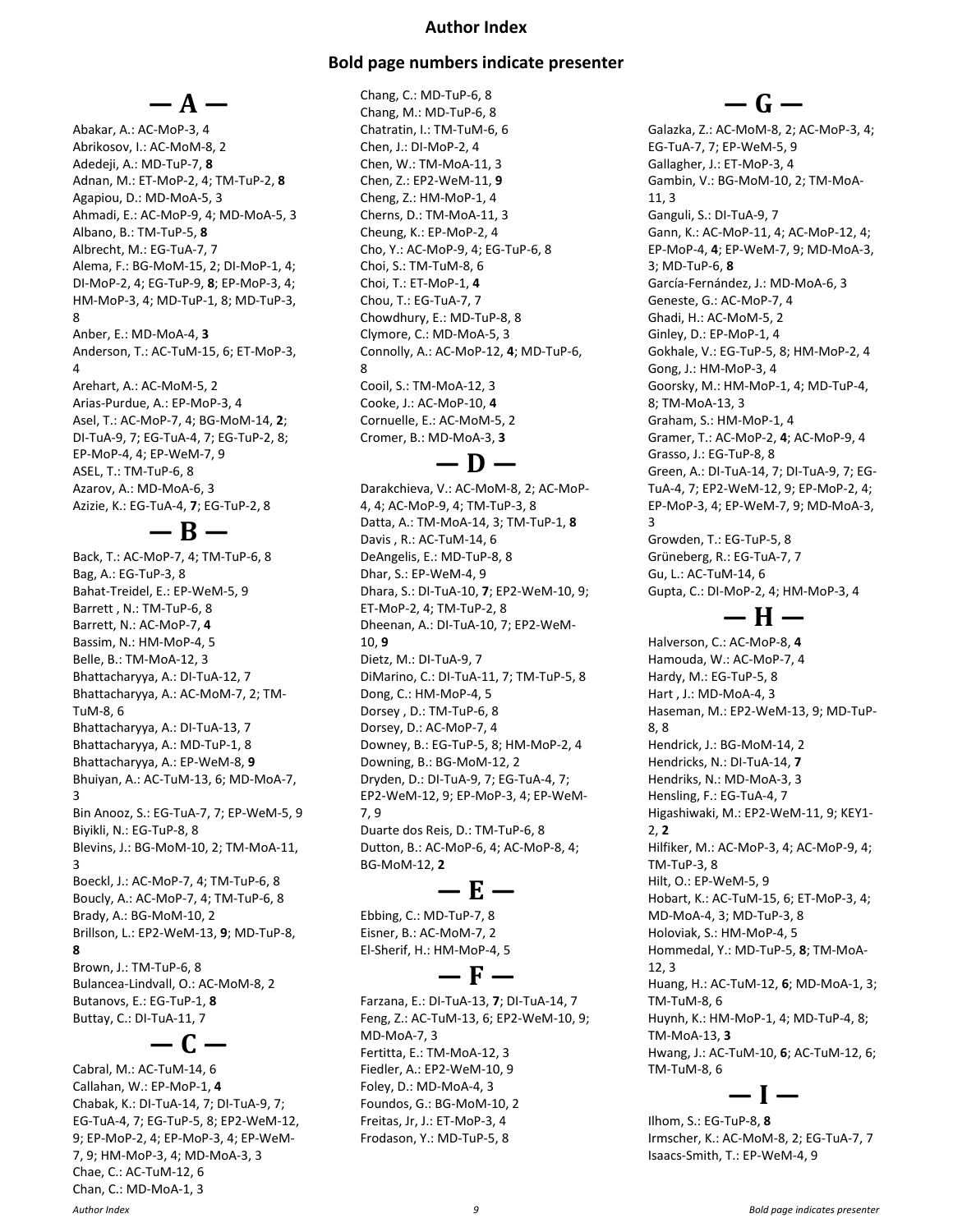# Author Index

## Bold page numbers indicate presenter

### — A —

Abakar, A.: AC-MoP-3, 4
Abrikosov, I.: AC-MoM-8, 2
Adedeji, A.: MD-TuP-7, **8**
Adnan, M.: ET-MoP-2, 4; TM-TuP-2, **8**
Agapiou, D.: MD-MoA-5, 3
Ahmadi, E.: AC-MoP-9, 4; MD-MoA-5, 3
Albano, B.: TM-TuP-5, **8**
Albrecht, M.: EG-TuA-7, 7
Alema, F.: BG-MoM-15, 2; DI-MoP-1, 4; DI-MoP-2, 4; EG-TuP-9, **8**; EP-MoP-3, 4; HM-MoP-3, 4; MD-TuP-1, 8; MD-TuP-3, 8
Anber, E.: MD-MoA-4, **3**
Anderson, T.: AC-TuM-15, 6; ET-MoP-3, 4
Arehart, A.: AC-MoM-5, 2
Arias-Purdue, A.: EP-MoP-3, 4
Asel, T.: AC-MoP-7, 4; BG-MoM-14, **2**; DI-TuA-9, 7; EG-TuA-4, 7; EG-TuP-2, 8; EP-MoP-4, 4; EP-WeM-7, 9
ASEL, T.: TM-TuP-6, 8
Azarov, A.: MD-MoA-6, 3
Azizie, K.: EG-TuA-4, **7**; EG-TuP-2, 8

### — B —

Back, T.: AC-MoP-7, 4; TM-TuP-6, 8
Bag, A.: EG-TuP-3, 8
Bahat-Treidel, E.: EP-WeM-5, 9
Barrett , N.: TM-TuP-6, 8
Barrett, N.: AC-MoP-7, **4**
Bassim, N.: HM-MoP-4, 5
Belle, B.: TM-MoA-12, 3
Bhattacharyya, A.: DI-TuA-12, 7
Bhattacharyya, A.: AC-MoM-7, 2; TM-TuM-8, 6
Bhattacharyya, A.: DI-TuA-13, 7
Bhattacharyya, A.: MD-TuP-1, 8
Bhattacharyya, A.: EP-WeM-8, **9**
Bhuiyan, A.: AC-TuM-13, 6; MD-MoA-7, 3
Bin Anooz, S.: EG-TuA-7, 7; EP-WeM-5, 9
Biyikli, N.: EG-TuP-8, 8
Blevins, J.: BG-MoM-10, 2; TM-MoA-11, 3
Boeckl, J.: AC-MoP-7, 4; TM-TuP-6, 8
Boucly, A.: AC-MoP-7, 4; TM-TuP-6, 8
Brady, A.: BG-MoM-10, 2
Brillson, L.: EP2-WeM-13, **9**; MD-TuP-8, **8**
Brown, J.: TM-TuP-6, 8
Bulancea-Lindvall, O.: AC-MoM-8, 2
Butanovs, E.: EG-TuP-1, **8**
Buttay, C.: DI-TuA-11, 7

### — C —

Cabral, M.: AC-TuM-14, 6
Callahan, W.: EP-MoP-1, **4**
Chabak, K.: DI-TuA-14, 7; DI-TuA-9, 7; EG-TuA-4, 7; EG-TuP-5, 8; EP2-WeM-12, 9; EP-MoP-2, 4; EP-MoP-3, 4; EP-WeM-7, 9; HM-MoP-3, 4; MD-MoA-3, 3
Chae, C.: AC-TuM-12, 6
Chan, C.: MD-MoA-1, 3
Chang, C.: MD-TuP-6, 8
Chang, M.: MD-TuP-6, 8
Chatratin, I.: TM-TuM-6, 6
Chen, J.: DI-MoP-2, 4
Chen, W.: TM-MoA-11, 3
Chen, Z.: EP2-WeM-11, **9**
Cheng, Z.: HM-MoP-1, 4
Cherns, D.: TM-MoA-11, 3
Cheung, K.: EP-MoP-2, 4
Cho, Y.: AC-MoP-9, 4; EG-TuP-6, 8
Choi, S.: TM-TuM-8, 6
Choi, T.: ET-MoP-1, **4**
Chou, T.: EG-TuA-7, 7
Chowdhury, E.: MD-TuP-8, 8
Clymore, C.: MD-MoA-5, 3
Connolly, A.: AC-MoP-12, **4**; MD-TuP-6, 8
Cooil, S.: TM-MoA-12, 3
Cooke, J.: AC-MoP-10, **4**
Cornuelle, E.: AC-MoM-5, 2
Cromer, B.: MD-MoA-3, **3**

### — D —

Darakchieva, V.: AC-MoM-8, 2; AC-MoP-4, 4; AC-MoP-9, 4; TM-TuP-3, 8
Datta, A.: TM-MoA-14, 3; TM-TuP-1, **8**
Davis , R.: AC-TuM-14, 6
DeAngelis, E.: MD-TuP-8, 8
Dhar, S.: EP-WeM-4, 9
Dhara, S.: DI-TuA-10, **7**; EP2-WeM-10, 9; ET-MoP-2, 4; TM-TuP-2, 8
Dheenan, A.: DI-TuA-10, 7; EP2-WeM-10, **9**
Dietz, M.: DI-TuA-9, 7
DiMarino, C.: DI-TuA-11, 7; TM-TuP-5, 8
Dong, C.: HM-MoP-4, 5
Dorsey , D.: TM-TuP-6, 8
Dorsey, D.: AC-MoP-7, 4
Downey, B.: EG-TuP-5, 8; HM-MoP-2, 4
Downing, B.: BG-MoM-12, 2
Dryden, D.: DI-TuA-9, 7; EG-TuA-4, 7; EP2-WeM-12, 9; EP-MoP-3, 4; EP-WeM-7, 9
Duarte dos Reis, D.: TM-TuP-6, 8
Dutton, B.: AC-MoP-6, 4; AC-MoP-8, 4; BG-MoM-12, **2**

### — E —

Ebbing, C.: MD-TuP-7, 8
Eisner, B.: AC-MoM-7, 2
El-Sherif, H.: HM-MoP-4, 5

### — F —

Farzana, E.: DI-TuA-13, **7**; DI-TuA-14, 7
Feng, Z.: AC-TuM-13, 6; EP2-WeM-10, 9; MD-MoA-7, 3
Fertitta, E.: TM-MoA-12, 3
Fiedler, A.: EP2-WeM-10, 9
Foley, D.: MD-MoA-4, 3
Foundos, G.: BG-MoM-10, 2
Freitas, Jr, J.: ET-MoP-3, 4
Frodason, Y.: MD-TuP-5, 8

### — G —

Galazka, Z.: AC-MoM-8, 2; AC-MoP-3, 4; EG-TuA-7, 7; EP-WeM-5, 9
Gallagher, J.: ET-MoP-3, 4
Gambin, V.: BG-MoM-10, 2; TM-MoA-11, 3
Ganguli, S.: DI-TuA-9, 7
Gann, K.: AC-MoP-11, 4; AC-MoP-12, 4; EP-MoP-4, **4**; EP-WeM-7, 9; MD-MoA-3, 3; MD-TuP-6, **8**
García-Fernández, J.: MD-MoA-6, 3
Geneste, G.: AC-MoP-7, 4
Ghadi, H.: AC-MoM-5, 2
Ginley, D.: EP-MoP-1, 4
Gokhale, V.: EG-TuP-5, 8; HM-MoP-2, 4
Gong, J.: HM-MoP-3, 4
Goorsky, M.: HM-MoP-1, 4; MD-TuP-4, 8; TM-MoA-13, 3
Graham, S.: HM-MoP-1, 4
Gramer, T.: AC-MoP-2, **4**; AC-MoP-9, 4
Grasso, J.: EG-TuP-8, 8
Green, A.: DI-TuA-14, 7; DI-TuA-9, 7; EG-TuA-4, 7; EP2-WeM-12, 9; EP-MoP-2, 4; EP-MoP-3, 4; EP-WeM-7, 9; MD-MoA-3, 3
Growden, T.: EG-TuP-5, 8
Grüneberg, R.: EG-TuA-7, 7
Gu, L.: AC-TuM-14, 6
Gupta, C.: DI-MoP-2, 4; HM-MoP-3, 4

### — H —

Halverson, C.: AC-MoP-8, **4**
Hamouda, W.: AC-MoP-7, 4
Hardy, M.: EG-TuP-5, 8
Hart , J.: MD-MoA-4, 3
Haseman, M.: EP2-WeM-13, 9; MD-TuP-8, 8
Hendrick, J.: BG-MoM-14, 2
Hendricks, N.: DI-TuA-14, **7**
Hendriks, N.: MD-MoA-3, 3
Hensling, F.: EG-TuA-4, 7
Higashiwaki, M.: EP2-WeM-11, 9; KEY1-2, **2**
Hilfiker, M.: AC-MoP-3, 4; AC-MoP-9, 4; TM-TuP-3, 8
Hilt, O.: EP-WeM-5, 9
Hobart, K.: AC-TuM-15, 6; ET-MoP-3, 4; MD-MoA-4, 3; MD-TuP-3, 8
Holoviak, S.: HM-MoP-4, 5
Hommedal, Y.: MD-TuP-5, **8**; TM-MoA-12, 3
Huang, H.: AC-TuM-12, **6**; MD-MoA-1, 3; TM-TuM-8, 6
Huynh, K.: HM-MoP-1, 4; MD-TuP-4, 8; TM-MoA-13, **3**
Hwang, J.: AC-TuM-10, **6**; AC-TuM-12, 6; TM-TuM-8, 6

### — I —

Ilhom, S.: EG-TuP-8, **8**
Irmscher, K.: AC-MoM-8, 2; EG-TuA-7, 7
Isaacs-Smith, T.: EP-WeM-4, 9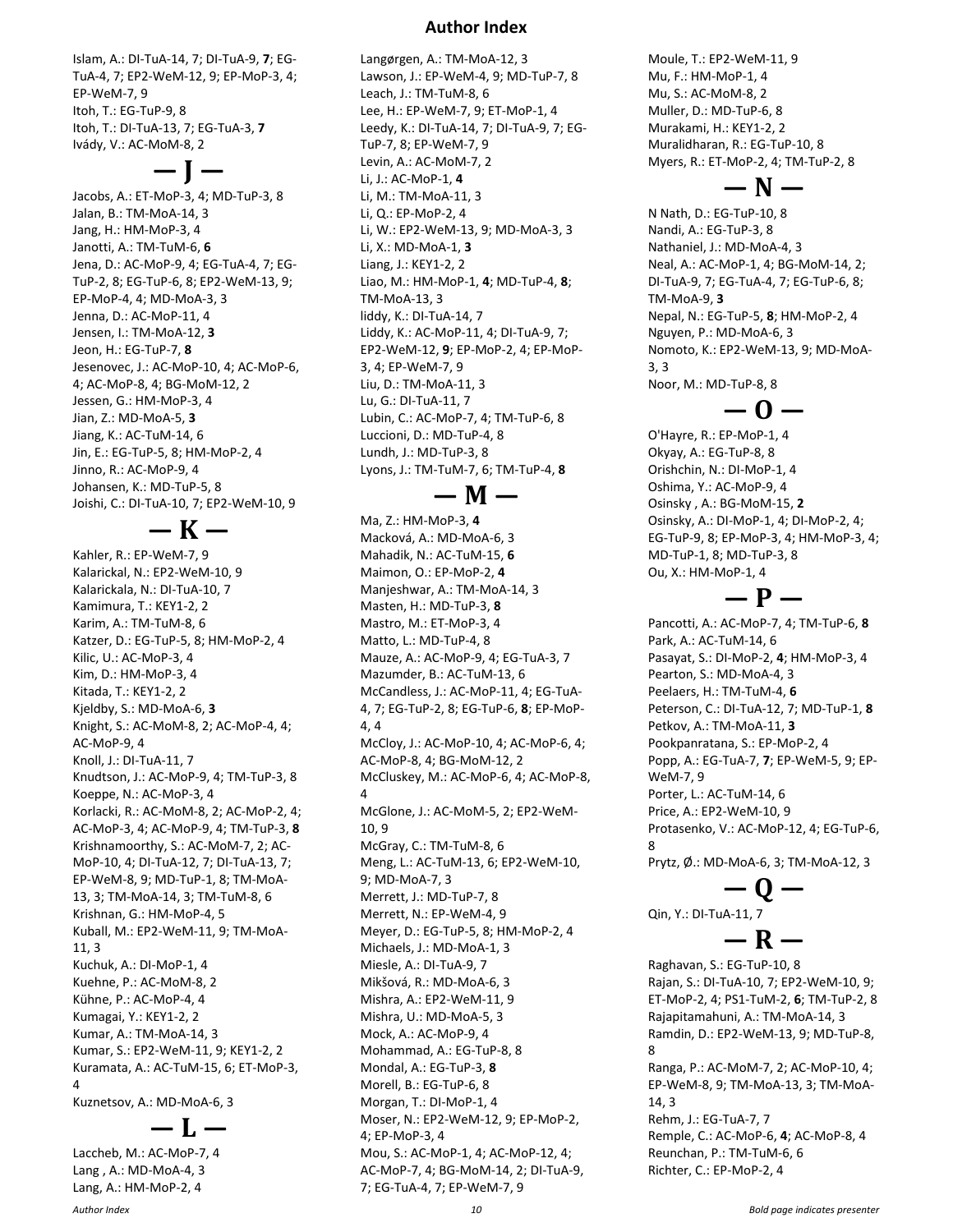# Author Index

Islam, A.: DI-TuA-14, 7; DI-TuA-9, **7**; EG-TuA-4, 7; EP2-WeM-12, 9; EP-MoP-3, 4; EP-WeM-7, 9
Itoh, T.: EG-TuP-9, 8
Itoh, T.: DI-TuA-13, 7; EG-TuA-3, **7**
Ivády, V.: AC-MoM-8, 2

## — J —

Jacobs, A.: ET-MoP-3, 4; MD-TuP-3, 8
Jalan, B.: TM-MoA-14, 3
Jang, H.: HM-MoP-3, 4
Janotti, A.: TM-TuM-6, **6**
Jena, D.: AC-MoP-9, 4; EG-TuA-4, 7; EG-TuP-2, 8; EG-TuP-6, 8; EP2-WeM-13, 9; EP-MoP-4, 4; MD-MoA-3, 3
Jenna, D.: AC-MoP-11, 4
Jensen, I.: TM-MoA-12, **3**
Jeon, H.: EG-TuP-7, **8**
Jesenovec, J.: AC-MoP-10, 4; AC-MoP-6, 4; AC-MoP-8, 4; BG-MoM-12, 2
Jessen, G.: HM-MoP-3, 4
Jian, Z.: MD-MoA-5, **3**
Jiang, K.: AC-TuM-14, 6
Jin, E.: EG-TuP-5, 8; HM-MoP-2, 4
Jinno, R.: AC-MoP-9, 4
Johansen, K.: MD-TuP-5, 8
Joishi, C.: DI-TuA-10, 7; EP2-WeM-10, 9

## — K —

Kahler, R.: EP-WeM-7, 9
Kalarickal, N.: EP2-WeM-10, 9
Kalarickala, N.: DI-TuA-10, 7
Kamimura, T.: KEY1-2, 2
Karim, A.: TM-TuM-8, 6
Katzer, D.: EG-TuP-5, 8; HM-MoP-2, 4
Kilic, U.: AC-MoP-3, 4
Kim, D.: HM-MoP-3, 4
Kitada, T.: KEY1-2, 2
Kjeldby, S.: MD-MoA-6, **3**
Knight, S.: AC-MoM-8, 2; AC-MoP-4, 4; AC-MoP-9, 4
Knoll, J.: DI-TuA-11, 7
Knudtson, J.: AC-MoP-9, 4; TM-TuP-3, 8
Koeppe, N.: AC-MoP-3, 4
Korlacki, R.: AC-MoM-8, 2; AC-MoP-2, 4; AC-MoP-3, 4; AC-MoP-9, 4; TM-TuP-3, **8**
Krishnamoorthy, S.: AC-MoM-7, 2; AC-MoP-10, 4; DI-TuA-12, 7; DI-TuA-13, 7; EP-WeM-8, 9; MD-TuP-1, 8; TM-MoA-13, 3; TM-MoA-14, 3; TM-TuM-8, 6
Krishnan, G.: HM-MoP-4, 5
Kuball, M.: EP2-WeM-11, 9; TM-MoA-11, 3
Kuchuk, A.: DI-MoP-1, 4
Kuehne, P.: AC-MoM-8, 2
Kühne, P.: AC-MoP-4, 4
Kumagai, Y.: KEY1-2, 2
Kumar, A.: TM-MoA-14, 3
Kumar, S.: EP2-WeM-11, 9; KEY1-2, 2
Kuramata, A.: AC-TuM-15, 6; ET-MoP-3, 4
Kuznetsov, A.: MD-MoA-6, 3

## — L —

Laccheb, M.: AC-MoP-7, 4
Lang , A.: MD-MoA-4, 3
Lang, A.: HM-MoP-2, 4
Langørgen, A.: TM-MoA-12, 3
Lawson, J.: EP-WeM-4, 9; MD-TuP-7, 8
Leach, J.: TM-TuM-8, 6
Lee, H.: EP-WeM-7, 9; ET-MoP-1, 4
Leedy, K.: DI-TuA-14, 7; DI-TuA-9, 7; EG-TuP-7, 8; EP-WeM-7, 9
Levin, A.: AC-MoM-7, 2
Li, J.: AC-MoP-1, **4**
Li, M.: TM-MoA-11, 3
Li, Q.: EP-MoP-2, 4
Li, W.: EP2-WeM-13, 9; MD-MoA-3, 3
Li, X.: MD-MoA-1, **3**
Liang, J.: KEY1-2, 2
Liao, M.: HM-MoP-1, **4**; MD-TuP-4, **8**; TM-MoA-13, 3
liddy, K.: DI-TuA-14, 7
Liddy, K.: AC-MoP-11, 4; DI-TuA-9, 7; EP2-WeM-12, **9**; EP-MoP-2, 4; EP-MoP-3, 4; EP-WeM-7, 9
Liu, D.: TM-MoA-11, 3
Lu, G.: DI-TuA-11, 7
Lubin, C.: AC-MoP-7, 4; TM-TuP-6, 8
Luccioni, D.: MD-TuP-4, 8
Lundh, J.: MD-TuP-3, 8
Lyons, J.: TM-TuM-7, 6; TM-TuP-4, **8**

## — M —

Ma, Z.: HM-MoP-3, **4**
Macková, A.: MD-MoA-6, 3
Mahadik, N.: AC-TuM-15, **6**
Maimon, O.: EP-MoP-2, **4**
Manjeshwar, A.: TM-MoA-14, 3
Masten, H.: MD-TuP-3, **8**
Mastro, M.: ET-MoP-3, 4
Matto, L.: MD-TuP-4, 8
Mauze, A.: AC-MoP-9, 4; EG-TuA-3, 7
Mazumder, B.: AC-TuM-13, 6
McCandless, J.: AC-MoP-11, 4; EG-TuA-4, 7; EG-TuP-2, 8; EG-TuP-6, **8**; EP-MoP-4, 4
McCloy, J.: AC-MoP-10, 4; AC-MoP-6, 4; AC-MoP-8, 4; BG-MoM-12, 2
McCluskey, M.: AC-MoP-6, 4; AC-MoP-8, 4
McGlone, J.: AC-MoM-5, 2; EP2-WeM-10, 9
McGray, C.: TM-TuM-8, 6
Meng, L.: AC-TuM-13, 6; EP2-WeM-10, 9; MD-MoA-7, 3
Merrett, J.: MD-TuP-7, 8
Merrett, N.: EP-WeM-4, 9
Meyer, D.: EG-TuP-5, 8; HM-MoP-2, 4
Michaels, J.: MD-MoA-1, 3
Miesle, A.: DI-TuA-9, 7
Mikšová, R.: MD-MoA-6, 3
Mishra, A.: EP2-WeM-11, 9
Mishra, U.: MD-MoA-5, 3
Mock, A.: AC-MoP-9, 4
Mohammad, A.: EG-TuP-8, 8
Mondal, A.: EG-TuP-3, **8**
Morell, B.: EG-TuP-6, 8
Morgan, T.: DI-MoP-1, 4
Moser, N.: EP2-WeM-12, 9; EP-MoP-2, 4; EP-MoP-3, 4
Mou, S.: AC-MoP-1, 4; AC-MoP-12, 4; AC-MoP-7, 4; BG-MoM-14, 2; DI-TuA-9, 7; EG-TuA-4, 7; EP-WeM-7, 9
Moule, T.: EP2-WeM-11, 9
Mu, F.: HM-MoP-1, 4
Mu, S.: AC-MoM-8, 2
Muller, D.: MD-TuP-6, 8
Murakami, H.: KEY1-2, 2
Muralidharan, R.: EG-TuP-10, 8
Myers, R.: ET-MoP-2, 4; TM-TuP-2, 8

## — N —

N Nath, D.: EG-TuP-10, 8
Nandi, A.: EG-TuP-3, 8
Nathaniel, J.: MD-MoA-4, 3
Neal, A.: AC-MoP-1, 4; BG-MoM-14, 2; DI-TuA-9, 7; EG-TuA-4, 7; EG-TuP-6, 8; TM-MoA-9, **3**
Nepal, N.: EG-TuP-5, **8**; HM-MoP-2, 4
Nguyen, P.: MD-MoA-6, 3
Nomoto, K.: EP2-WeM-13, 9; MD-MoA-3, 3
Noor, M.: MD-TuP-8, 8

## — O —

O'Hayre, R.: EP-MoP-1, 4
Okyay, A.: EG-TuP-8, 8
Orishchin, N.: DI-MoP-1, 4
Oshima, Y.: AC-MoP-9, 4
Osinsky , A.: BG-MoM-15, **2**
Osinsky, A.: DI-MoP-1, 4; DI-MoP-2, 4; EG-TuP-9, 8; EP-MoP-3, 4; HM-MoP-3, 4; MD-TuP-1, 8; MD-TuP-3, 8
Ou, X.: HM-MoP-1, 4

## — P —

Pancotti, A.: AC-MoP-7, 4; TM-TuP-6, **8**
Park, A.: AC-TuM-14, 6
Pasayat, S.: DI-MoP-2, **4**; HM-MoP-3, 4
Pearton, S.: MD-MoA-4, 3
Peelaers, H.: TM-TuM-4, **6**
Peterson, C.: DI-TuA-12, 7; MD-TuP-1, **8**
Petkov, A.: TM-MoA-11, **3**
Pookpanratana, S.: EP-MoP-2, 4
Popp, A.: EG-TuA-7, **7**; EP-WeM-5, 9; EP-WeM-7, 9
Porter, L.: AC-TuM-14, 6
Price, A.: EP2-WeM-10, 9
Protasenko, V.: AC-MoP-12, 4; EG-TuP-6, 8
Prytz, Ø.: MD-MoA-6, 3; TM-MoA-12, 3

## — Q —

Qin, Y.: DI-TuA-11, 7

## — R —

Raghavan, S.: EG-TuP-10, 8
Rajan, S.: DI-TuA-10, 7; EP2-WeM-10, 9; ET-MoP-2, 4; PS1-TuM-2, **6**; TM-TuP-2, 8
Rajapitamahuni, A.: TM-MoA-14, 3
Ramdin, D.: EP2-WeM-13, 9; MD-TuP-8, 8
Ranga, P.: AC-MoM-7, 2; AC-MoP-10, 4; EP-WeM-8, 9; TM-MoA-13, 3; TM-MoA-14, 3
Rehm, J.: EG-TuA-7, 7
Remple, C.: AC-MoP-6, **4**; AC-MoP-8, 4
Reunchan, P.: TM-TuM-6, 6
Richter, C.: EP-MoP-2, 4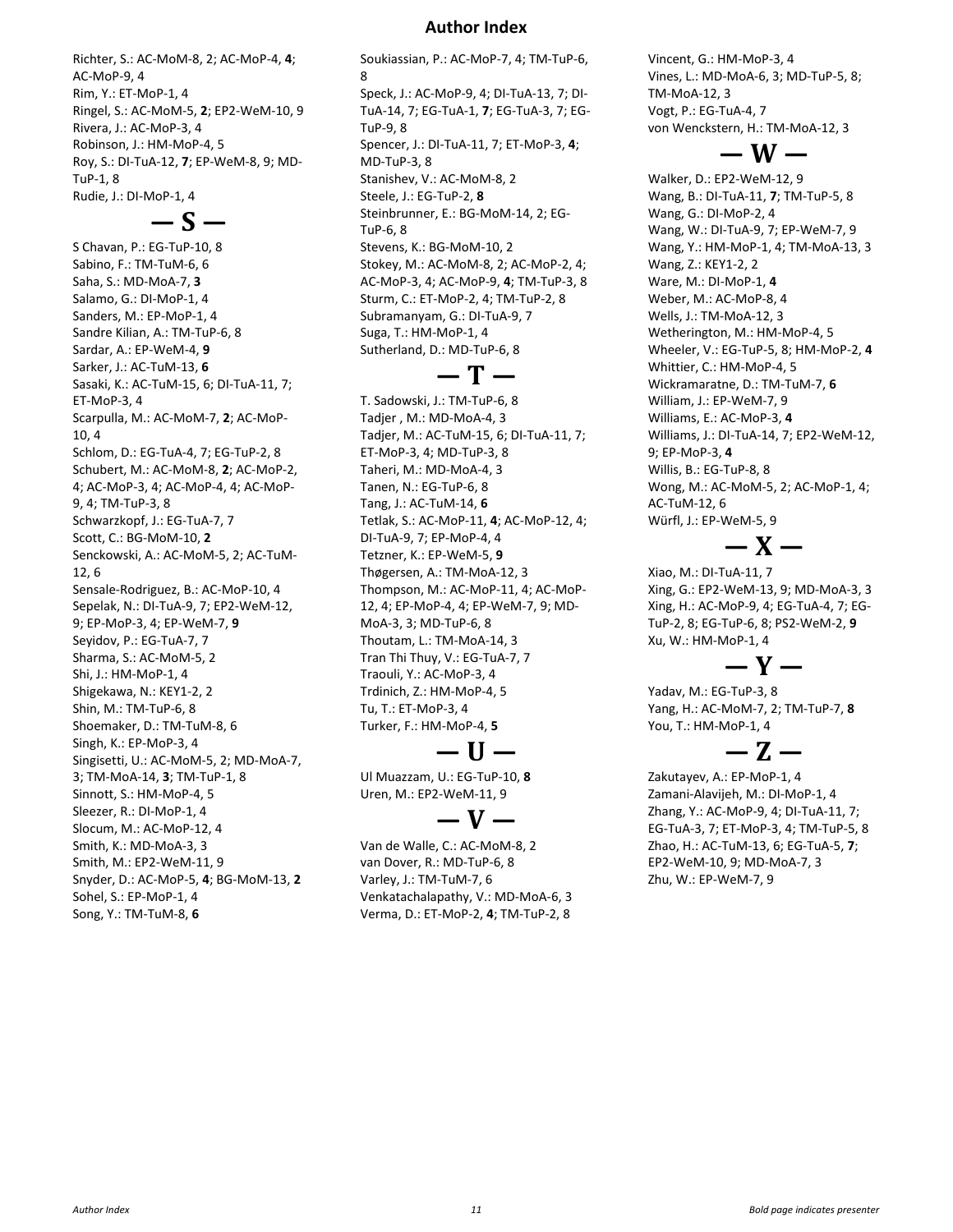# Author Index

Richter, S.: AC-MoM-8, 2; AC-MoP-4, **4**; AC-MoP-9, 4
Rim, Y.: ET-MoP-1, 4
Ringel, S.: AC-MoM-5, **2**; EP2-WeM-10, 9
Rivera, J.: AC-MoP-3, 4
Robinson, J.: HM-MoP-4, 5
Roy, S.: DI-TuA-12, **7**; EP-WeM-8, 9; MD-TuP-1, 8
Rudie, J.: DI-MoP-1, 4

## — S —

S Chavan, P.: EG-TuP-10, 8
Sabino, F.: TM-TuM-6, 6
Saha, S.: MD-MoA-7, **3**
Salamo, G.: DI-MoP-1, 4
Sanders, M.: EP-MoP-1, 4
Sandre Kilian, A.: TM-TuP-6, 8
Sardar, A.: EP-WeM-4, **9**
Sarker, J.: AC-TuM-13, **6**
Sasaki, K.: AC-TuM-15, 6; DI-TuA-11, 7; ET-MoP-3, 4
Scarpulla, M.: AC-MoM-7, **2**; AC-MoP-10, 4
Schlom, D.: EG-TuA-4, 7; EG-TuP-2, 8
Schubert, M.: AC-MoM-8, **2**; AC-MoP-2, 4; AC-MoP-3, 4; AC-MoP-4, 4; AC-MoP-9, 4; TM-TuP-3, 8
Schwarzkopf, J.: EG-TuA-7, 7
Scott, C.: BG-MoM-10, **2**
Senckowski, A.: AC-MoM-5, 2; AC-TuM-12, 6
Sensale-Rodriguez, B.: AC-MoP-10, 4
Sepelak, N.: DI-TuA-9, 7; EP2-WeM-12, 9; EP-MoP-3, 4; EP-WeM-7, **9**
Seyidov, P.: EG-TuA-7, 7
Sharma, S.: AC-MoM-5, 2
Shi, J.: HM-MoP-1, 4
Shigekawa, N.: KEY1-2, 2
Shin, M.: TM-TuP-6, 8
Shoemaker, D.: TM-TuM-8, 6
Singh, K.: EP-MoP-3, 4
Singisetti, U.: AC-MoM-5, 2; MD-MoA-7, 3; TM-MoA-14, **3**; TM-TuP-1, 8
Sinnott, S.: HM-MoP-4, 5
Sleezer, R.: DI-MoP-1, 4
Slocum, M.: AC-MoP-12, 4
Smith, K.: MD-MoA-3, 3
Smith, M.: EP2-WeM-11, 9
Snyder, D.: AC-MoP-5, **4**; BG-MoM-13, **2**
Sohel, S.: EP-MoP-1, 4
Song, Y.: TM-TuM-8, **6**
Soukiassian, P.: AC-MoP-7, 4; TM-TuP-6, 8
Speck, J.: AC-MoP-9, 4; DI-TuA-13, 7; DI-TuA-14, 7; EG-TuA-1, **7**; EG-TuA-3, 7; EG-TuP-9, 8
Spencer, J.: DI-TuA-11, 7; ET-MoP-3, **4**; MD-TuP-3, 8
Stanishev, V.: AC-MoM-8, 2
Steele, J.: EG-TuP-2, **8**
Steinbrunner, E.: BG-MoM-14, 2; EG-TuP-6, 8
Stevens, K.: BG-MoM-10, 2
Stokey, M.: AC-MoM-8, 2; AC-MoP-2, 4; AC-MoP-3, 4; AC-MoP-9, **4**; TM-TuP-3, 8
Sturm, C.: ET-MoP-2, 4; TM-TuP-2, 8
Subramanyam, G.: DI-TuA-9, 7
Suga, T.: HM-MoP-1, 4
Sutherland, D.: MD-TuP-6, 8

## — T —

T. Sadowski, J.: TM-TuP-6, 8
Tadjer , M.: MD-MoA-4, 3
Tadjer, M.: AC-TuM-15, 6; DI-TuA-11, 7; ET-MoP-3, 4; MD-TuP-3, 8
Taheri, M.: MD-MoA-4, 3
Tanen, N.: EG-TuP-6, 8
Tang, J.: AC-TuM-14, **6**
Tetlak, S.: AC-MoP-11, **4**; AC-MoP-12, 4; DI-TuA-9, 7; EP-MoP-4, 4
Tetzner, K.: EP-WeM-5, **9**
Thøgersen, A.: TM-MoA-12, 3
Thompson, M.: AC-MoP-11, 4; AC-MoP-12, 4; EP-MoP-4, 4; EP-WeM-7, 9; MD-MoA-3, 3; MD-TuP-6, 8
Thoutam, L.: TM-MoA-14, 3
Tran Thi Thuy, V.: EG-TuA-7, 7
Traouli, Y.: AC-MoP-3, 4
Trdinich, Z.: HM-MoP-4, 5
Tu, T.: ET-MoP-3, 4
Turker, F.: HM-MoP-4, **5**

## — U —

Ul Muazzam, U.: EG-TuP-10, **8**
Uren, M.: EP2-WeM-11, 9

## — V —

Van de Walle, C.: AC-MoM-8, 2
van Dover, R.: MD-TuP-6, 8
Varley, J.: TM-TuM-7, 6
Venkatachalapathy, V.: MD-MoA-6, 3
Verma, D.: ET-MoP-2, **4**; TM-TuP-2, 8
Vincent, G.: HM-MoP-3, 4
Vines, L.: MD-MoA-6, 3; MD-TuP-5, 8; TM-MoA-12, 3
Vogt, P.: EG-TuA-4, 7
von Wenckstern, H.: TM-MoA-12, 3

## — W —

Walker, D.: EP2-WeM-12, 9
Wang, B.: DI-TuA-11, **7**; TM-TuP-5, 8
Wang, G.: DI-MoP-2, 4
Wang, W.: DI-TuA-9, 7; EP-WeM-7, 9
Wang, Y.: HM-MoP-1, 4; TM-MoA-13, 3
Wang, Z.: KEY1-2, 2
Ware, M.: DI-MoP-1, **4**
Weber, M.: AC-MoP-8, 4
Wells, J.: TM-MoA-12, 3
Wetherington, M.: HM-MoP-4, 5
Wheeler, V.: EG-TuP-5, 8; HM-MoP-2, **4**
Whittier, C.: HM-MoP-4, 5
Wickramaratne, D.: TM-TuM-7, **6**
William, J.: EP-WeM-7, 9
Williams, E.: AC-MoP-3, **4**
Williams, J.: DI-TuA-14, 7; EP2-WeM-12, 9; EP-MoP-3, **4**
Willis, B.: EG-TuP-8, 8
Wong, M.: AC-MoM-5, 2; AC-MoP-1, 4; AC-TuM-12, 6
Würfl, J.: EP-WeM-5, 9

## — X —

Xiao, M.: DI-TuA-11, 7
Xing, G.: EP2-WeM-13, 9; MD-MoA-3, 3
Xing, H.: AC-MoP-9, 4; EG-TuA-4, 7; EG-TuP-2, 8; EG-TuP-6, 8; PS2-WeM-2, **9**
Xu, W.: HM-MoP-1, 4

## — Y —

Yadav, M.: EG-TuP-3, 8
Yang, H.: AC-MoM-7, 2; TM-TuP-7, **8**
You, T.: HM-MoP-1, 4

## — Z —

Zakutayev, A.: EP-MoP-1, 4
Zamani-Alavijeh, M.: DI-MoP-1, 4
Zhang, Y.: AC-MoP-9, 4; DI-TuA-11, 7; EG-TuA-3, 7; ET-MoP-3, 4; TM-TuP-5, 8
Zhao, H.: AC-TuM-13, 6; EG-TuA-5, **7**; EP2-WeM-10, 9; MD-MoA-7, 3
Zhu, W.: EP-WeM-7, 9